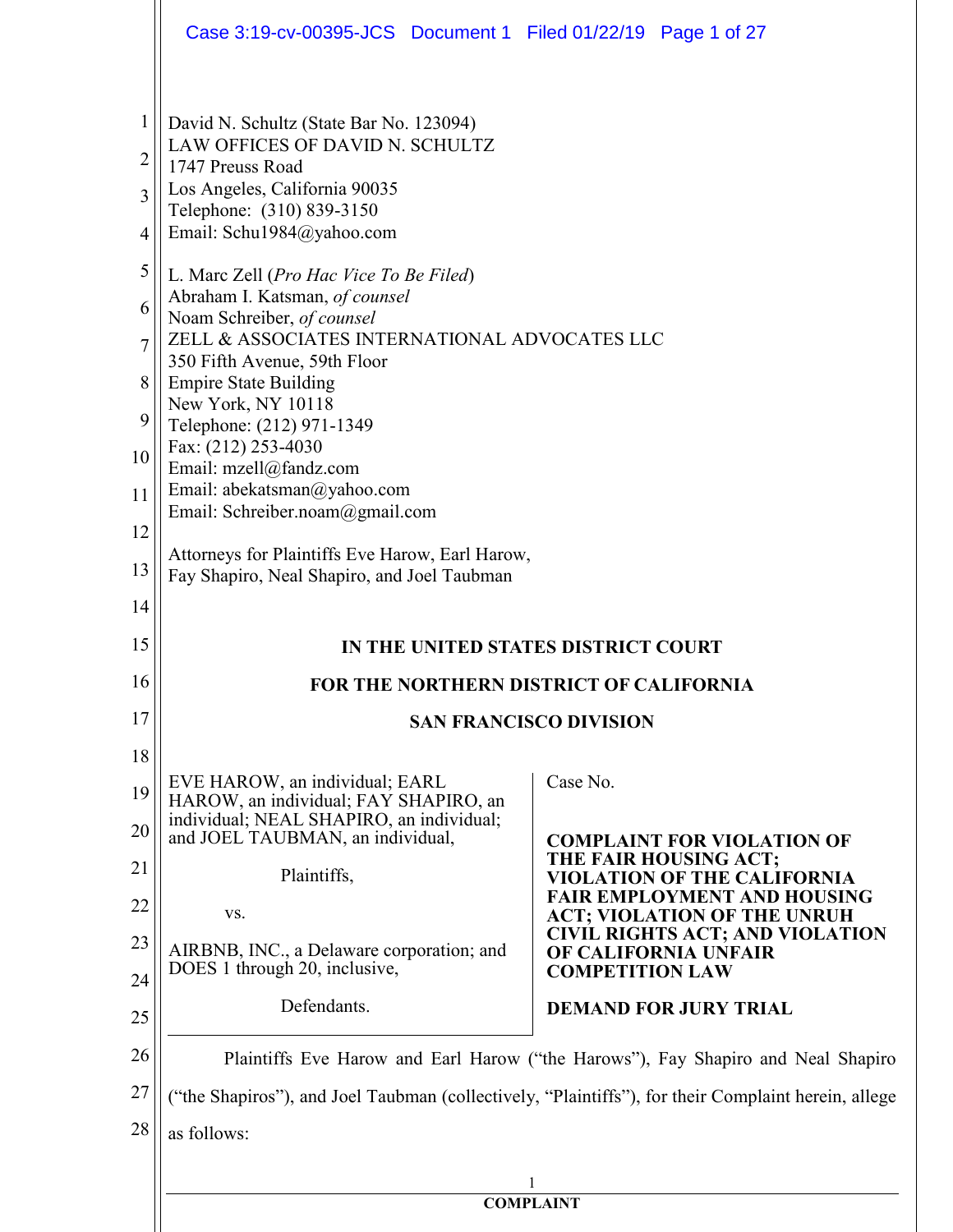David N. Schultz (State Bar No. 123094)
LAW OFFICES OF DAVID N. SCHULTZ
1747 Preuss Road
Los Angeles, California 90035
Telephone: (310) 839-3150
Email: Schu1984@yahoo.com

L. Marc Zell (*Pro Hac Vice To Be Filed*)
Abraham I. Katsman, *of counsel*
Noam Schreiber, *of counsel*
ZELL & ASSOCIATES INTERNATIONAL ADVOCATES LLC
350 Fifth Avenue, 59th Floor
Empire State Building
New York, NY 10118
Telephone: (212) 971-1349
Fax: (212) 253-4030
Email: mzell@fandz.com
Email: abekatsman@yahoo.com
Email: Schreiber.noam@gmail.com

Attorneys for Plaintiffs Eve Harow, Earl Harow, Fay Shapiro, Neal Shapiro, and Joel Taubman

**IN THE UNITED STATES DISTRICT COURT**

**FOR THE NORTHERN DISTRICT OF CALIFORNIA**

**SAN FRANCISCO DIVISION**

| | |
|---|---|
| EVE HAROW, an individual; EARL HAROW, an individual; FAY SHAPIRO, an individual; NEAL SHAPIRO, an individual; and JOEL TAUBMAN, an individual,<br><br>Plaintiffs,<br><br>vs.<br><br>AIRBNB, INC., a Delaware corporation; and DOES 1 through 20, inclusive,<br><br>Defendants. | Case No.<br><br>**COMPLAINT FOR VIOLATION OF THE FAIR HOUSING ACT; VIOLATION OF THE CALIFORNIA FAIR EMPLOYMENT AND HOUSING ACT; VIOLATION OF THE UNRUH CIVIL RIGHTS ACT; AND VIOLATION OF CALIFORNIA UNFAIR COMPETITION LAW**<br><br>**DEMAND FOR JURY TRIAL** |

Plaintiffs Eve Harow and Earl Harow ("the Harows"), Fay Shapiro and Neal Shapiro ("the Shapiros"), and Joel Taubman (collectively, "Plaintiffs"), for their Complaint herein, allege as follows: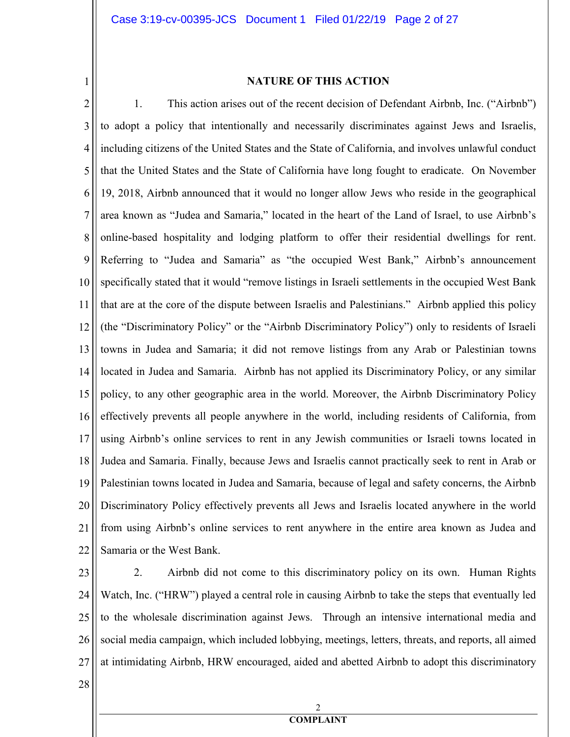## NATURE OF THIS ACTION

1. This action arises out of the recent decision of Defendant Airbnb, Inc. ("Airbnb") to adopt a policy that intentionally and necessarily discriminates against Jews and Israelis, including citizens of the United States and the State of California, and involves unlawful conduct that the United States and the State of California have long fought to eradicate. On November 19, 2018, Airbnb announced that it would no longer allow Jews who reside in the geographical area known as "Judea and Samaria," located in the heart of the Land of Israel, to use Airbnb's online-based hospitality and lodging platform to offer their residential dwellings for rent. Referring to "Judea and Samaria" as "the occupied West Bank," Airbnb's announcement specifically stated that it would "remove listings in Israeli settlements in the occupied West Bank that are at the core of the dispute between Israelis and Palestinians." Airbnb applied this policy (the "Discriminatory Policy" or the "Airbnb Discriminatory Policy") only to residents of Israeli towns in Judea and Samaria; it did not remove listings from any Arab or Palestinian towns located in Judea and Samaria. Airbnb has not applied its Discriminatory Policy, or any similar policy, to any other geographic area in the world. Moreover, the Airbnb Discriminatory Policy effectively prevents all people anywhere in the world, including residents of California, from using Airbnb's online services to rent in any Jewish communities or Israeli towns located in Judea and Samaria. Finally, because Jews and Israelis cannot practically seek to rent in Arab or Palestinian towns located in Judea and Samaria, because of legal and safety concerns, the Airbnb Discriminatory Policy effectively prevents all Jews and Israelis located anywhere in the world from using Airbnb's online services to rent anywhere in the entire area known as Judea and Samaria or the West Bank.

2. Airbnb did not come to this discriminatory policy on its own. Human Rights Watch, Inc. ("HRW") played a central role in causing Airbnb to take the steps that eventually led to the wholesale discrimination against Jews. Through an intensive international media and social media campaign, which included lobbying, meetings, letters, threats, and reports, all aimed at intimidating Airbnb, HRW encouraged, aided and abetted Airbnb to adopt this discriminatory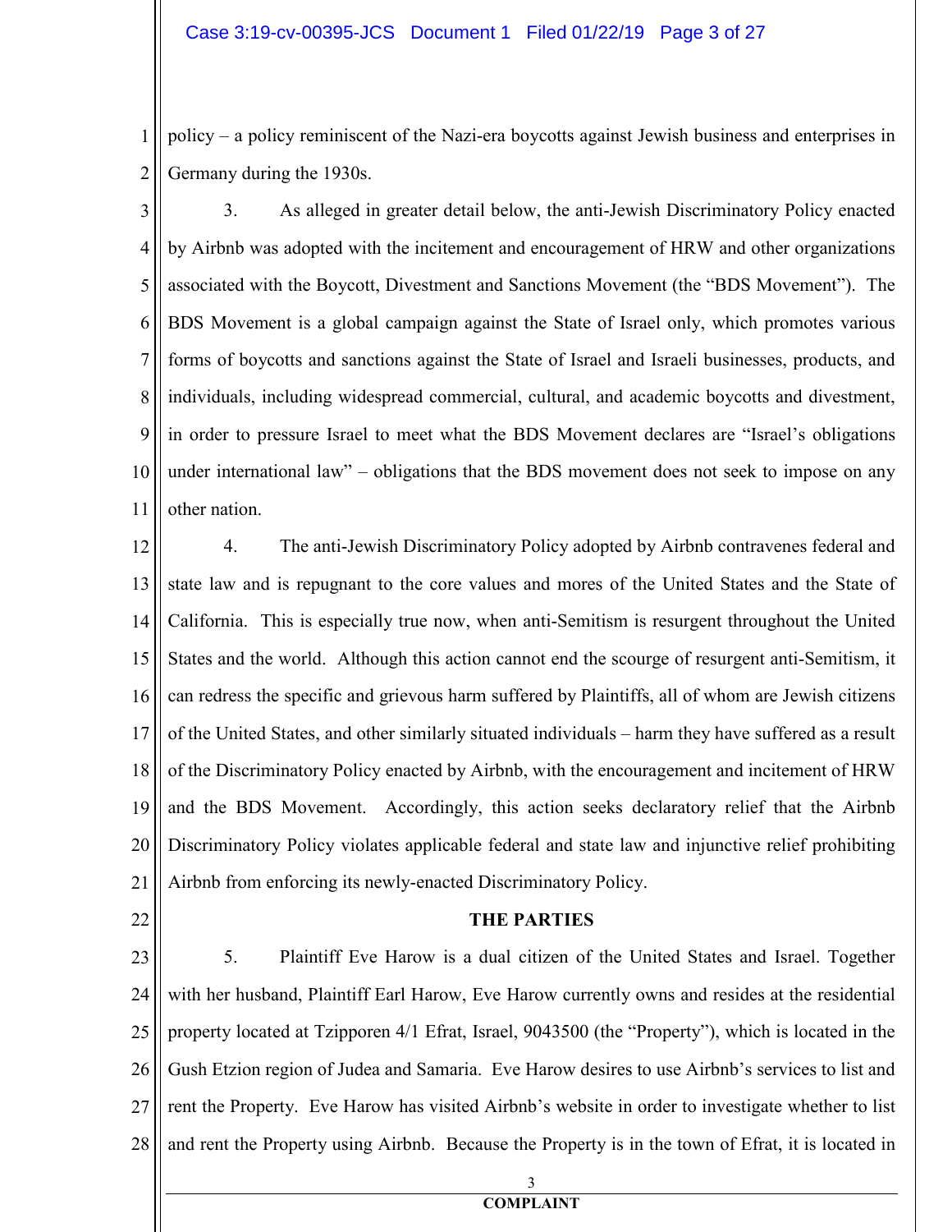policy – a policy reminiscent of the Nazi-era boycotts against Jewish business and enterprises in Germany during the 1930s.

3. As alleged in greater detail below, the anti-Jewish Discriminatory Policy enacted by Airbnb was adopted with the incitement and encouragement of HRW and other organizations associated with the Boycott, Divestment and Sanctions Movement (the "BDS Movement"). The BDS Movement is a global campaign against the State of Israel only, which promotes various forms of boycotts and sanctions against the State of Israel and Israeli businesses, products, and individuals, including widespread commercial, cultural, and academic boycotts and divestment, in order to pressure Israel to meet what the BDS Movement declares are "Israel's obligations under international law" – obligations that the BDS movement does not seek to impose on any other nation.

4. The anti-Jewish Discriminatory Policy adopted by Airbnb contravenes federal and state law and is repugnant to the core values and mores of the United States and the State of California. This is especially true now, when anti-Semitism is resurgent throughout the United States and the world. Although this action cannot end the scourge of resurgent anti-Semitism, it can redress the specific and grievous harm suffered by Plaintiffs, all of whom are Jewish citizens of the United States, and other similarly situated individuals – harm they have suffered as a result of the Discriminatory Policy enacted by Airbnb, with the encouragement and incitement of HRW and the BDS Movement. Accordingly, this action seeks declaratory relief that the Airbnb Discriminatory Policy violates applicable federal and state law and injunctive relief prohibiting Airbnb from enforcing its newly-enacted Discriminatory Policy.

## THE PARTIES

5. Plaintiff Eve Harow is a dual citizen of the United States and Israel. Together with her husband, Plaintiff Earl Harow, Eve Harow currently owns and resides at the residential property located at Tzipporen 4/1 Efrat, Israel, 9043500 (the "Property"), which is located in the Gush Etzion region of Judea and Samaria. Eve Harow desires to use Airbnb's services to list and rent the Property. Eve Harow has visited Airbnb's website in order to investigate whether to list and rent the Property using Airbnb. Because the Property is in the town of Efrat, it is located in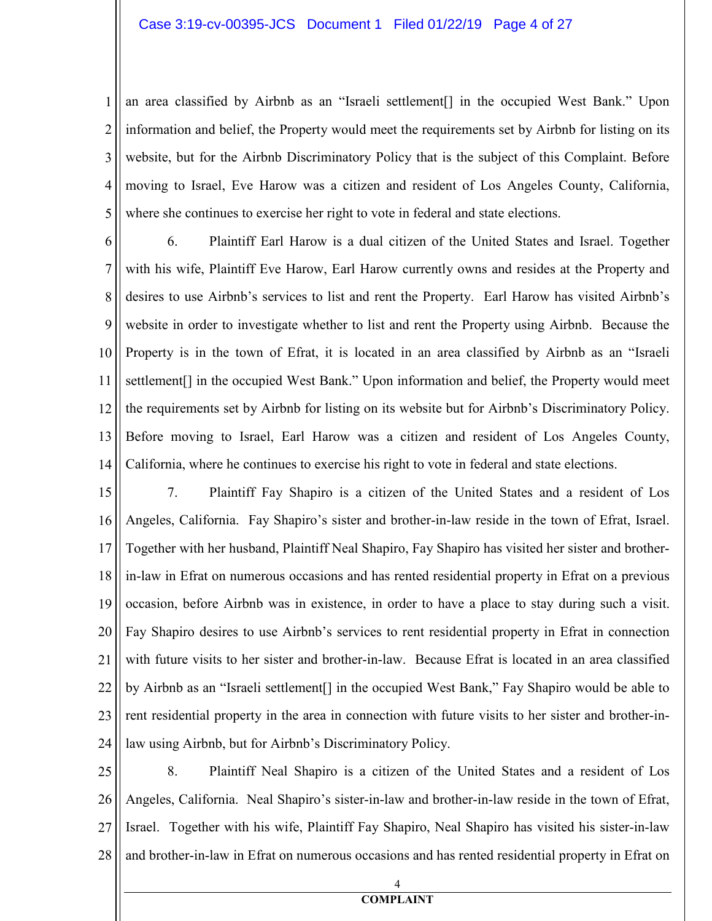an area classified by Airbnb as an "Israeli settlement[] in the occupied West Bank." Upon information and belief, the Property would meet the requirements set by Airbnb for listing on its website, but for the Airbnb Discriminatory Policy that is the subject of this Complaint. Before moving to Israel, Eve Harow was a citizen and resident of Los Angeles County, California, where she continues to exercise her right to vote in federal and state elections.

6. Plaintiff Earl Harow is a dual citizen of the United States and Israel. Together with his wife, Plaintiff Eve Harow, Earl Harow currently owns and resides at the Property and desires to use Airbnb's services to list and rent the Property. Earl Harow has visited Airbnb's website in order to investigate whether to list and rent the Property using Airbnb. Because the Property is in the town of Efrat, it is located in an area classified by Airbnb as an "Israeli settlement[] in the occupied West Bank." Upon information and belief, the Property would meet the requirements set by Airbnb for listing on its website but for Airbnb's Discriminatory Policy. Before moving to Israel, Earl Harow was a citizen and resident of Los Angeles County, California, where he continues to exercise his right to vote in federal and state elections.

7. Plaintiff Fay Shapiro is a citizen of the United States and a resident of Los Angeles, California. Fay Shapiro's sister and brother-in-law reside in the town of Efrat, Israel. Together with her husband, Plaintiff Neal Shapiro, Fay Shapiro has visited her sister and brother-in-law in Efrat on numerous occasions and has rented residential property in Efrat on a previous occasion, before Airbnb was in existence, in order to have a place to stay during such a visit. Fay Shapiro desires to use Airbnb's services to rent residential property in Efrat in connection with future visits to her sister and brother-in-law. Because Efrat is located in an area classified by Airbnb as an "Israeli settlement[] in the occupied West Bank," Fay Shapiro would be able to rent residential property in the area in connection with future visits to her sister and brother-in-law using Airbnb, but for Airbnb's Discriminatory Policy.

8. Plaintiff Neal Shapiro is a citizen of the United States and a resident of Los Angeles, California. Neal Shapiro's sister-in-law and brother-in-law reside in the town of Efrat, Israel. Together with his wife, Plaintiff Fay Shapiro, Neal Shapiro has visited his sister-in-law and brother-in-law in Efrat on numerous occasions and has rented residential property in Efrat on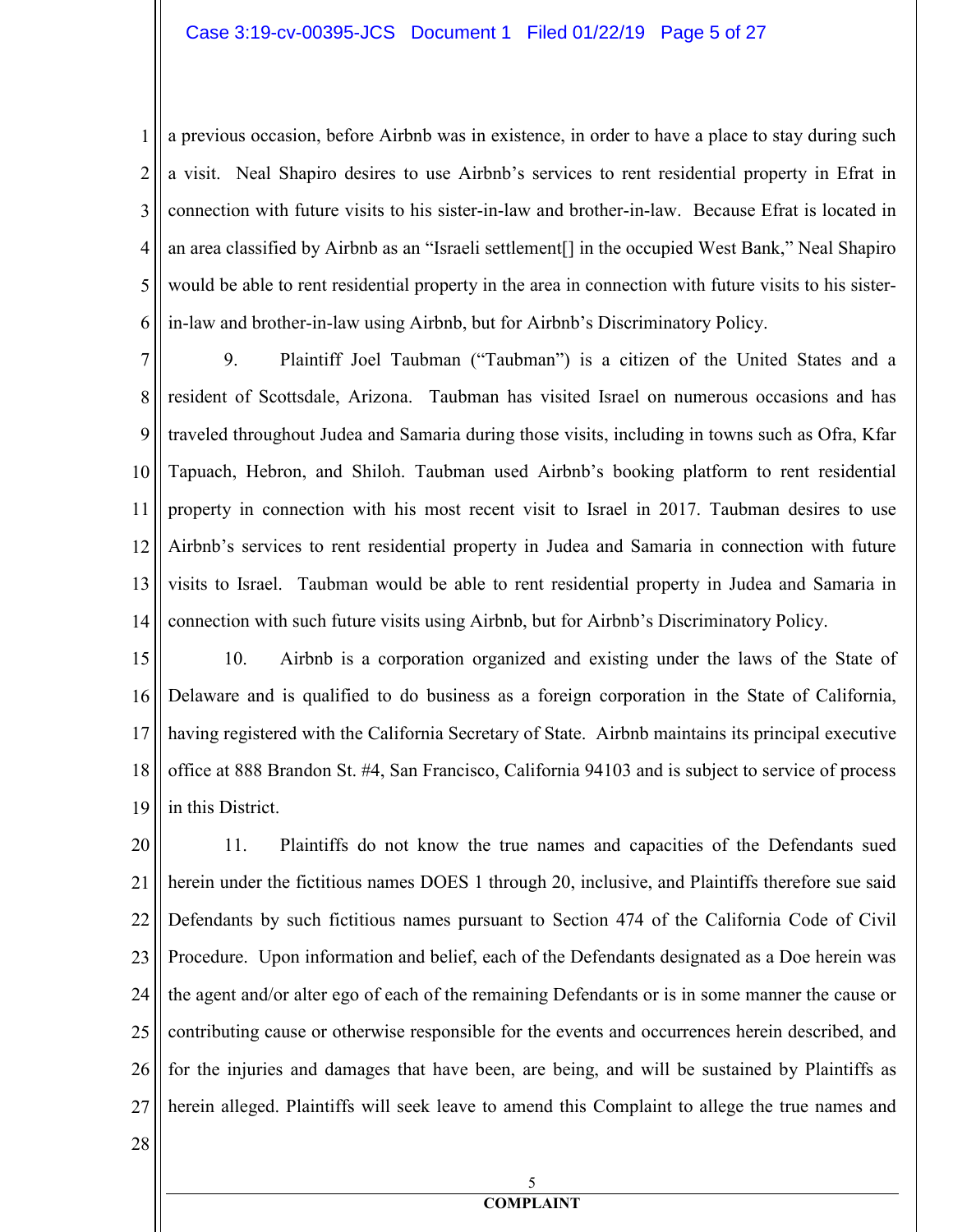a previous occasion, before Airbnb was in existence, in order to have a place to stay during such a visit. Neal Shapiro desires to use Airbnb's services to rent residential property in Efrat in connection with future visits to his sister-in-law and brother-in-law. Because Efrat is located in an area classified by Airbnb as an "Israeli settlement[] in the occupied West Bank," Neal Shapiro would be able to rent residential property in the area in connection with future visits to his sister-in-law and brother-in-law using Airbnb, but for Airbnb's Discriminatory Policy.

9. Plaintiff Joel Taubman ("Taubman") is a citizen of the United States and a resident of Scottsdale, Arizona. Taubman has visited Israel on numerous occasions and has traveled throughout Judea and Samaria during those visits, including in towns such as Ofra, Kfar Tapuach, Hebron, and Shiloh. Taubman used Airbnb's booking platform to rent residential property in connection with his most recent visit to Israel in 2017. Taubman desires to use Airbnb's services to rent residential property in Judea and Samaria in connection with future visits to Israel. Taubman would be able to rent residential property in Judea and Samaria in connection with such future visits using Airbnb, but for Airbnb's Discriminatory Policy.

10. Airbnb is a corporation organized and existing under the laws of the State of Delaware and is qualified to do business as a foreign corporation in the State of California, having registered with the California Secretary of State. Airbnb maintains its principal executive office at 888 Brandon St. #4, San Francisco, California 94103 and is subject to service of process in this District.

11. Plaintiffs do not know the true names and capacities of the Defendants sued herein under the fictitious names DOES 1 through 20, inclusive, and Plaintiffs therefore sue said Defendants by such fictitious names pursuant to Section 474 of the California Code of Civil Procedure. Upon information and belief, each of the Defendants designated as a Doe herein was the agent and/or alter ego of each of the remaining Defendants or is in some manner the cause or contributing cause or otherwise responsible for the events and occurrences herein described, and for the injuries and damages that have been, are being, and will be sustained by Plaintiffs as herein alleged. Plaintiffs will seek leave to amend this Complaint to allege the true names and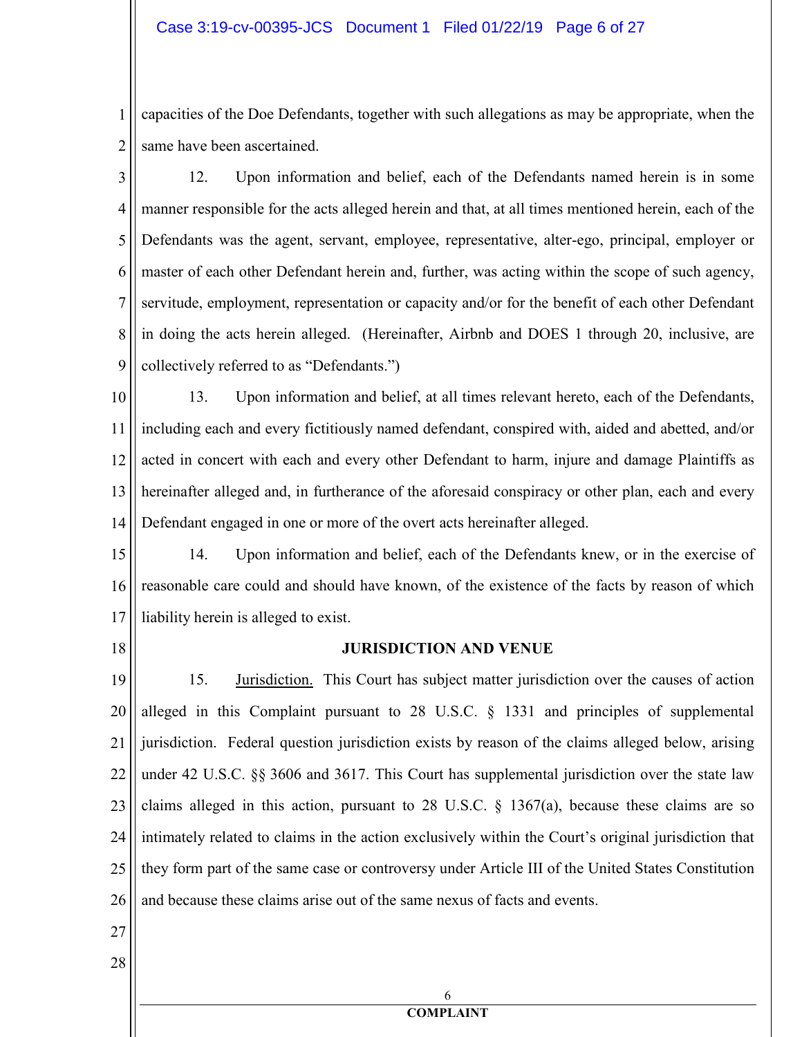capacities of the Doe Defendants, together with such allegations as may be appropriate, when the same have been ascertained.

12. Upon information and belief, each of the Defendants named herein is in some manner responsible for the acts alleged herein and that, at all times mentioned herein, each of the Defendants was the agent, servant, employee, representative, alter-ego, principal, employer or master of each other Defendant herein and, further, was acting within the scope of such agency, servitude, employment, representation or capacity and/or for the benefit of each other Defendant in doing the acts herein alleged. (Hereinafter, Airbnb and DOES 1 through 20, inclusive, are collectively referred to as "Defendants.")

13. Upon information and belief, at all times relevant hereto, each of the Defendants, including each and every fictitiously named defendant, conspired with, aided and abetted, and/or acted in concert with each and every other Defendant to harm, injure and damage Plaintiffs as hereinafter alleged and, in furtherance of the aforesaid conspiracy or other plan, each and every Defendant engaged in one or more of the overt acts hereinafter alleged.

14. Upon information and belief, each of the Defendants knew, or in the exercise of reasonable care could and should have known, of the existence of the facts by reason of which liability herein is alleged to exist.

**JURISDICTION AND VENUE**

15. Jurisdiction. This Court has subject matter jurisdiction over the causes of action alleged in this Complaint pursuant to 28 U.S.C. § 1331 and principles of supplemental jurisdiction. Federal question jurisdiction exists by reason of the claims alleged below, arising under 42 U.S.C. §§ 3606 and 3617. This Court has supplemental jurisdiction over the state law claims alleged in this action, pursuant to 28 U.S.C. § 1367(a), because these claims are so intimately related to claims in the action exclusively within the Court's original jurisdiction that they form part of the same case or controversy under Article III of the United States Constitution and because these claims arise out of the same nexus of facts and events.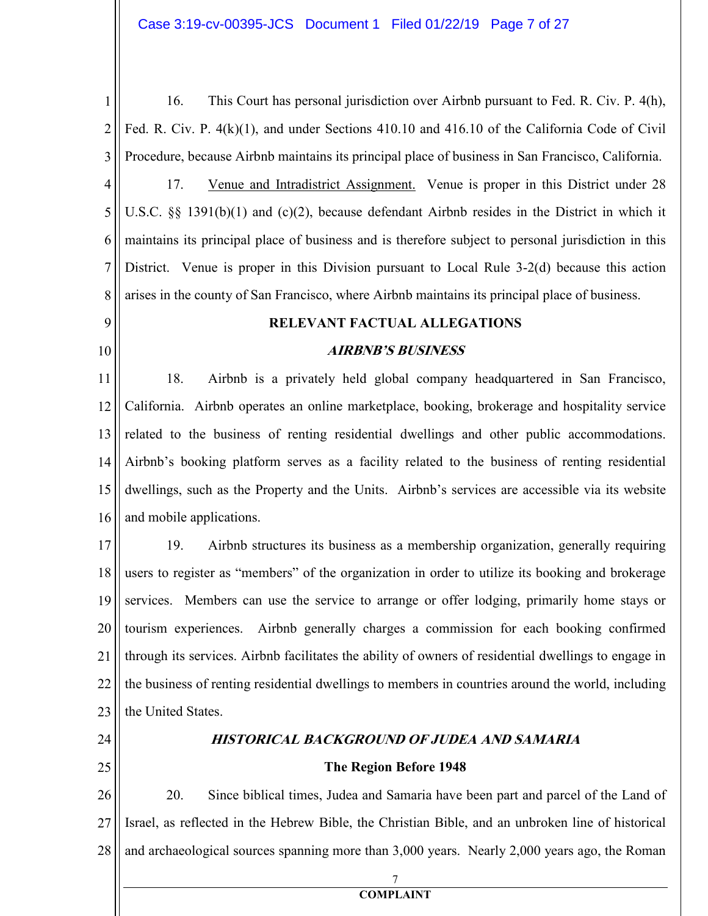16. This Court has personal jurisdiction over Airbnb pursuant to Fed. R. Civ. P. 4(h), Fed. R. Civ. P. 4(k)(1), and under Sections 410.10 and 416.10 of the California Code of Civil Procedure, because Airbnb maintains its principal place of business in San Francisco, California.

17. Venue and Intradistrict Assignment. Venue is proper in this District under 28 U.S.C. §§ 1391(b)(1) and (c)(2), because defendant Airbnb resides in the District in which it maintains its principal place of business and is therefore subject to personal jurisdiction in this District. Venue is proper in this Division pursuant to Local Rule 3-2(d) because this action arises in the county of San Francisco, where Airbnb maintains its principal place of business.

## RELEVANT FACTUAL ALLEGATIONS

### *AIRBNB'S BUSINESS*

18. Airbnb is a privately held global company headquartered in San Francisco, California. Airbnb operates an online marketplace, booking, brokerage and hospitality service related to the business of renting residential dwellings and other public accommodations. Airbnb's booking platform serves as a facility related to the business of renting residential dwellings, such as the Property and the Units. Airbnb's services are accessible via its website and mobile applications.

19. Airbnb structures its business as a membership organization, generally requiring users to register as "members" of the organization in order to utilize its booking and brokerage services. Members can use the service to arrange or offer lodging, primarily home stays or tourism experiences. Airbnb generally charges a commission for each booking confirmed through its services. Airbnb facilitates the ability of owners of residential dwellings to engage in the business of renting residential dwellings to members in countries around the world, including the United States.

### *HISTORICAL BACKGROUND OF JUDEA AND SAMARIA*

#### The Region Before 1948

20. Since biblical times, Judea and Samaria have been part and parcel of the Land of Israel, as reflected in the Hebrew Bible, the Christian Bible, and an unbroken line of historical and archaeological sources spanning more than 3,000 years. Nearly 2,000 years ago, the Roman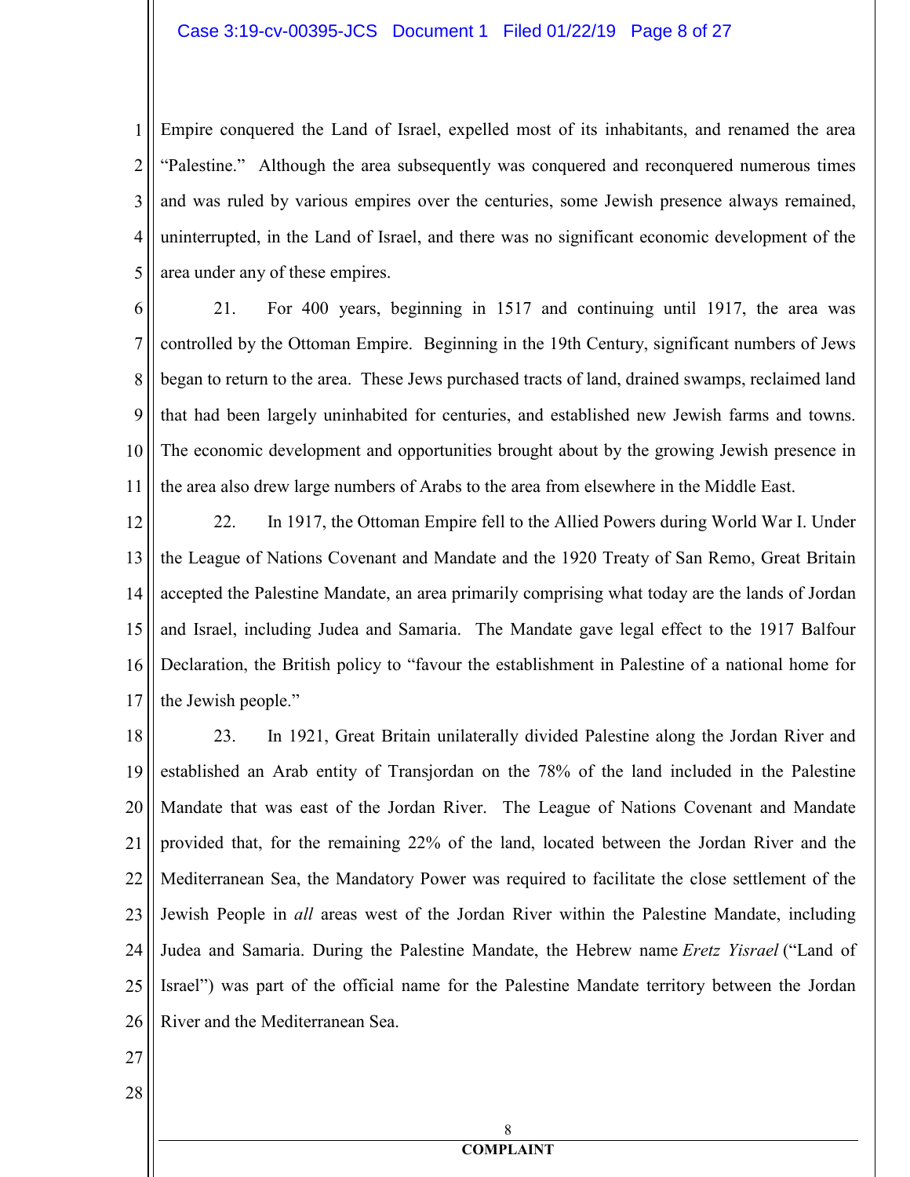Empire conquered the Land of Israel, expelled most of its inhabitants, and renamed the area "Palestine." Although the area subsequently was conquered and reconquered numerous times and was ruled by various empires over the centuries, some Jewish presence always remained, uninterrupted, in the Land of Israel, and there was no significant economic development of the area under any of these empires.

21. For 400 years, beginning in 1517 and continuing until 1917, the area was controlled by the Ottoman Empire. Beginning in the 19th Century, significant numbers of Jews began to return to the area. These Jews purchased tracts of land, drained swamps, reclaimed land that had been largely uninhabited for centuries, and established new Jewish farms and towns. The economic development and opportunities brought about by the growing Jewish presence in the area also drew large numbers of Arabs to the area from elsewhere in the Middle East.

22. In 1917, the Ottoman Empire fell to the Allied Powers during World War I. Under the League of Nations Covenant and Mandate and the 1920 Treaty of San Remo, Great Britain accepted the Palestine Mandate, an area primarily comprising what today are the lands of Jordan and Israel, including Judea and Samaria. The Mandate gave legal effect to the 1917 Balfour Declaration, the British policy to "favour the establishment in Palestine of a national home for the Jewish people."

23. In 1921, Great Britain unilaterally divided Palestine along the Jordan River and established an Arab entity of Transjordan on the 78% of the land included in the Palestine Mandate that was east of the Jordan River. The League of Nations Covenant and Mandate provided that, for the remaining 22% of the land, located between the Jordan River and the Mediterranean Sea, the Mandatory Power was required to facilitate the close settlement of the Jewish People in *all* areas west of the Jordan River within the Palestine Mandate, including Judea and Samaria. During the Palestine Mandate, the Hebrew name *Eretz Yisrael* ("Land of Israel") was part of the official name for the Palestine Mandate territory between the Jordan River and the Mediterranean Sea.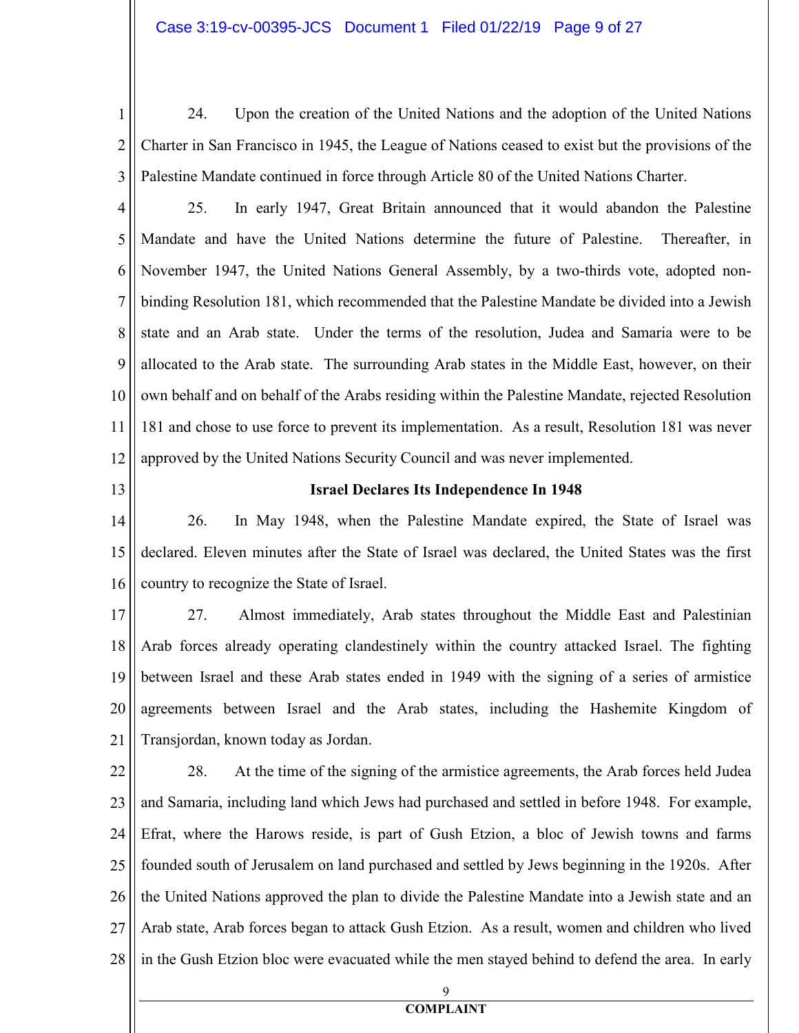24. Upon the creation of the United Nations and the adoption of the United Nations Charter in San Francisco in 1945, the League of Nations ceased to exist but the provisions of the Palestine Mandate continued in force through Article 80 of the United Nations Charter.

25. In early 1947, Great Britain announced that it would abandon the Palestine Mandate and have the United Nations determine the future of Palestine. Thereafter, in November 1947, the United Nations General Assembly, by a two-thirds vote, adopted non-binding Resolution 181, which recommended that the Palestine Mandate be divided into a Jewish state and an Arab state. Under the terms of the resolution, Judea and Samaria were to be allocated to the Arab state. The surrounding Arab states in the Middle East, however, on their own behalf and on behalf of the Arabs residing within the Palestine Mandate, rejected Resolution 181 and chose to use force to prevent its implementation. As a result, Resolution 181 was never approved by the United Nations Security Council and was never implemented.

**Israel Declares Its Independence In 1948**

26. In May 1948, when the Palestine Mandate expired, the State of Israel was declared. Eleven minutes after the State of Israel was declared, the United States was the first country to recognize the State of Israel.

27. Almost immediately, Arab states throughout the Middle East and Palestinian Arab forces already operating clandestinely within the country attacked Israel. The fighting between Israel and these Arab states ended in 1949 with the signing of a series of armistice agreements between Israel and the Arab states, including the Hashemite Kingdom of Transjordan, known today as Jordan.

28. At the time of the signing of the armistice agreements, the Arab forces held Judea and Samaria, including land which Jews had purchased and settled in before 1948. For example, Efrat, where the Harows reside, is part of Gush Etzion, a bloc of Jewish towns and farms founded south of Jerusalem on land purchased and settled by Jews beginning in the 1920s. After the United Nations approved the plan to divide the Palestine Mandate into a Jewish state and an Arab state, Arab forces began to attack Gush Etzion. As a result, women and children who lived in the Gush Etzion bloc were evacuated while the men stayed behind to defend the area. In early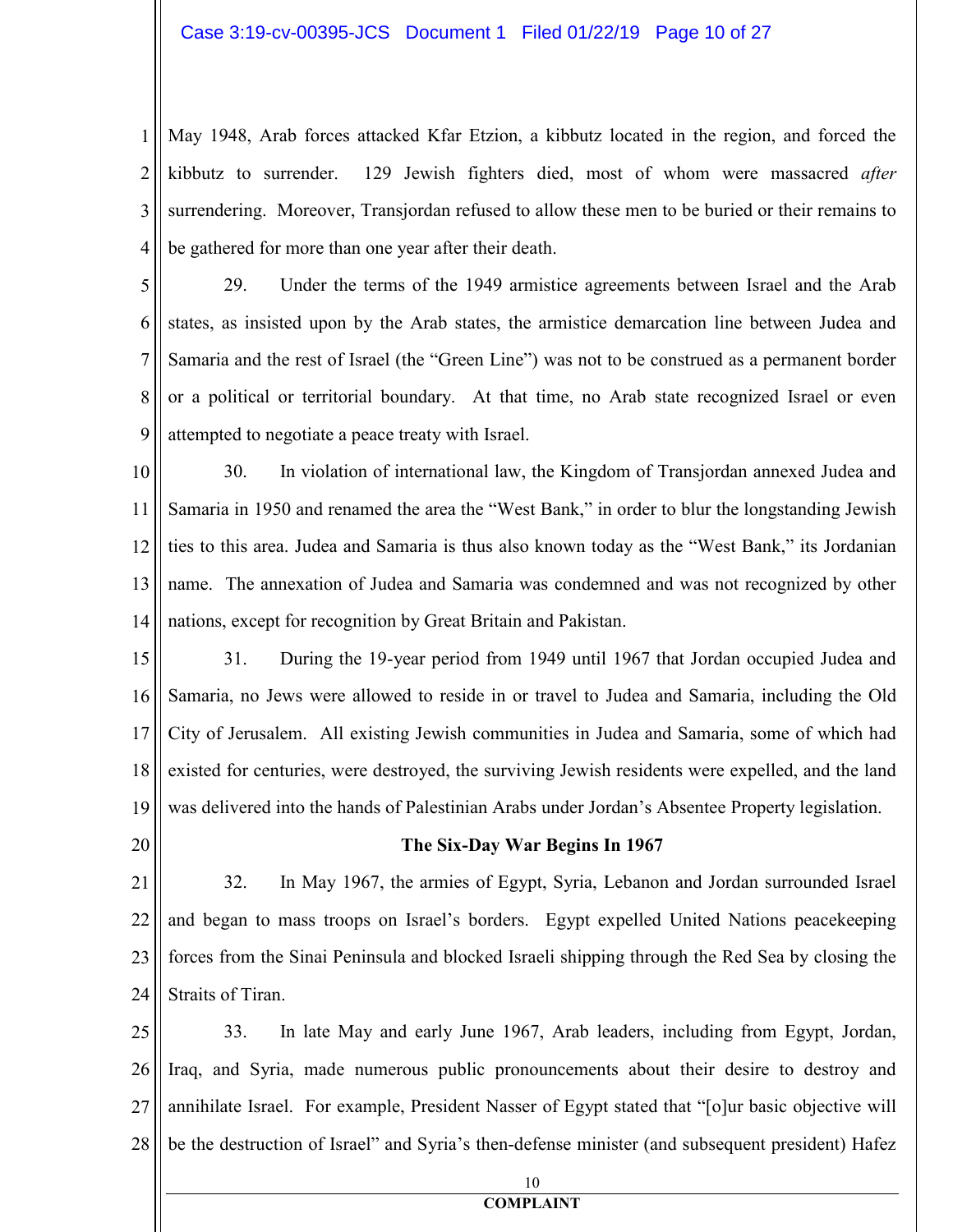May 1948, Arab forces attacked Kfar Etzion, a kibbutz located in the region, and forced the kibbutz to surrender. 129 Jewish fighters died, most of whom were massacred *after* surrendering. Moreover, Transjordan refused to allow these men to be buried or their remains to be gathered for more than one year after their death.

29. Under the terms of the 1949 armistice agreements between Israel and the Arab states, as insisted upon by the Arab states, the armistice demarcation line between Judea and Samaria and the rest of Israel (the "Green Line") was not to be construed as a permanent border or a political or territorial boundary. At that time, no Arab state recognized Israel or even attempted to negotiate a peace treaty with Israel.

30. In violation of international law, the Kingdom of Transjordan annexed Judea and Samaria in 1950 and renamed the area the "West Bank," in order to blur the longstanding Jewish ties to this area. Judea and Samaria is thus also known today as the "West Bank," its Jordanian name. The annexation of Judea and Samaria was condemned and was not recognized by other nations, except for recognition by Great Britain and Pakistan.

31. During the 19-year period from 1949 until 1967 that Jordan occupied Judea and Samaria, no Jews were allowed to reside in or travel to Judea and Samaria, including the Old City of Jerusalem. All existing Jewish communities in Judea and Samaria, some of which had existed for centuries, were destroyed, the surviving Jewish residents were expelled, and the land was delivered into the hands of Palestinian Arabs under Jordan's Absentee Property legislation.

**The Six-Day War Begins In 1967**

32. In May 1967, the armies of Egypt, Syria, Lebanon and Jordan surrounded Israel and began to mass troops on Israel's borders. Egypt expelled United Nations peacekeeping forces from the Sinai Peninsula and blocked Israeli shipping through the Red Sea by closing the Straits of Tiran.

33. In late May and early June 1967, Arab leaders, including from Egypt, Jordan, Iraq, and Syria, made numerous public pronouncements about their desire to destroy and annihilate Israel. For example, President Nasser of Egypt stated that "[o]ur basic objective will be the destruction of Israel" and Syria's then-defense minister (and subsequent president) Hafez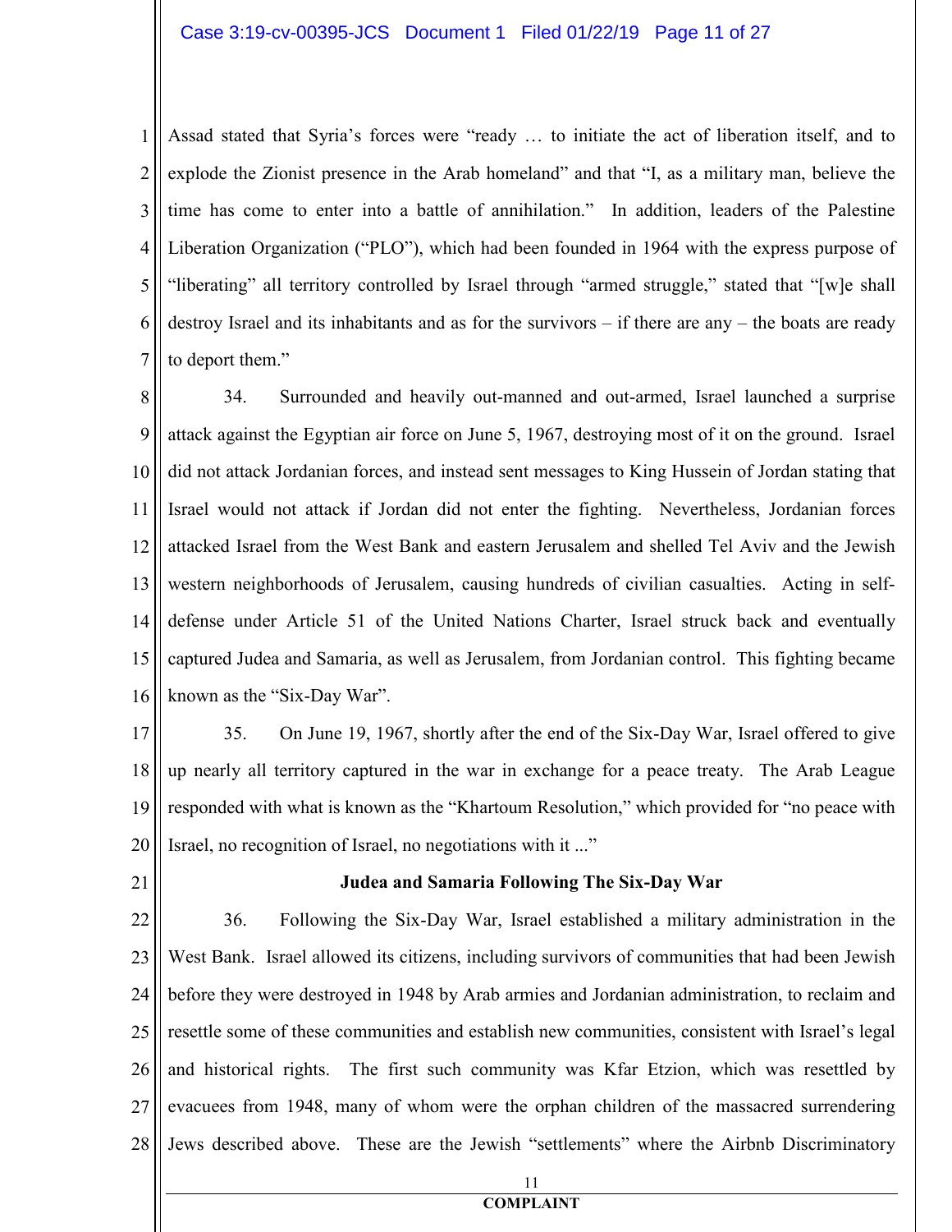Assad stated that Syria's forces were "ready … to initiate the act of liberation itself, and to explode the Zionist presence in the Arab homeland" and that "I, as a military man, believe the time has come to enter into a battle of annihilation." In addition, leaders of the Palestine Liberation Organization ("PLO"), which had been founded in 1964 with the express purpose of "liberating" all territory controlled by Israel through "armed struggle," stated that "[w]e shall destroy Israel and its inhabitants and as for the survivors – if there are any – the boats are ready to deport them."

34. Surrounded and heavily out-manned and out-armed, Israel launched a surprise attack against the Egyptian air force on June 5, 1967, destroying most of it on the ground. Israel did not attack Jordanian forces, and instead sent messages to King Hussein of Jordan stating that Israel would not attack if Jordan did not enter the fighting. Nevertheless, Jordanian forces attacked Israel from the West Bank and eastern Jerusalem and shelled Tel Aviv and the Jewish western neighborhoods of Jerusalem, causing hundreds of civilian casualties. Acting in self-defense under Article 51 of the United Nations Charter, Israel struck back and eventually captured Judea and Samaria, as well as Jerusalem, from Jordanian control. This fighting became known as the "Six-Day War".

35. On June 19, 1967, shortly after the end of the Six-Day War, Israel offered to give up nearly all territory captured in the war in exchange for a peace treaty. The Arab League responded with what is known as the "Khartoum Resolution," which provided for "no peace with Israel, no recognition of Israel, no negotiations with it ..."

**Judea and Samaria Following The Six-Day War**

36. Following the Six-Day War, Israel established a military administration in the West Bank. Israel allowed its citizens, including survivors of communities that had been Jewish before they were destroyed in 1948 by Arab armies and Jordanian administration, to reclaim and resettle some of these communities and establish new communities, consistent with Israel's legal and historical rights. The first such community was Kfar Etzion, which was resettled by evacuees from 1948, many of whom were the orphan children of the massacred surrendering Jews described above. These are the Jewish "settlements" where the Airbnb Discriminatory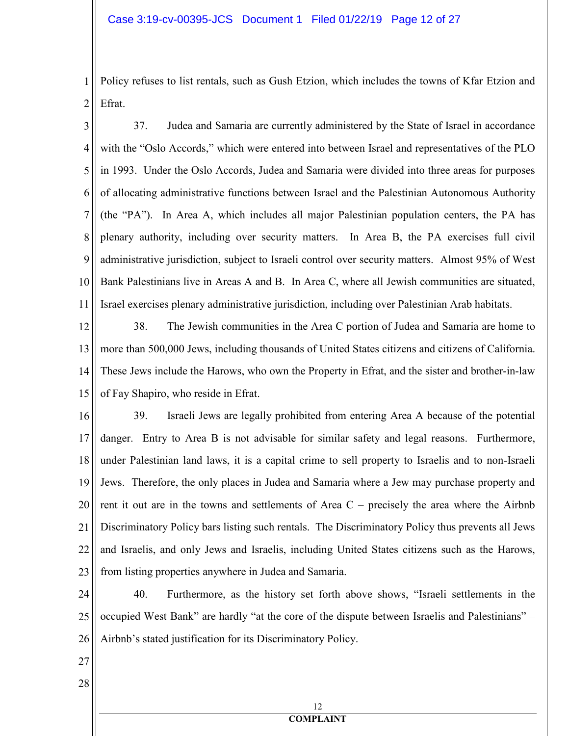Policy refuses to list rentals, such as Gush Etzion, which includes the towns of Kfar Etzion and Efrat.

37. Judea and Samaria are currently administered by the State of Israel in accordance with the "Oslo Accords," which were entered into between Israel and representatives of the PLO in 1993. Under the Oslo Accords, Judea and Samaria were divided into three areas for purposes of allocating administrative functions between Israel and the Palestinian Autonomous Authority (the "PA"). In Area A, which includes all major Palestinian population centers, the PA has plenary authority, including over security matters. In Area B, the PA exercises full civil administrative jurisdiction, subject to Israeli control over security matters. Almost 95% of West Bank Palestinians live in Areas A and B. In Area C, where all Jewish communities are situated, Israel exercises plenary administrative jurisdiction, including over Palestinian Arab habitats.

38. The Jewish communities in the Area C portion of Judea and Samaria are home to more than 500,000 Jews, including thousands of United States citizens and citizens of California. These Jews include the Harows, who own the Property in Efrat, and the sister and brother-in-law of Fay Shapiro, who reside in Efrat.

39. Israeli Jews are legally prohibited from entering Area A because of the potential danger. Entry to Area B is not advisable for similar safety and legal reasons. Furthermore, under Palestinian land laws, it is a capital crime to sell property to Israelis and to non-Israeli Jews. Therefore, the only places in Judea and Samaria where a Jew may purchase property and rent it out are in the towns and settlements of Area C – precisely the area where the Airbnb Discriminatory Policy bars listing such rentals. The Discriminatory Policy thus prevents all Jews and Israelis, and only Jews and Israelis, including United States citizens such as the Harows, from listing properties anywhere in Judea and Samaria.

40. Furthermore, as the history set forth above shows, "Israeli settlements in the occupied West Bank" are hardly "at the core of the dispute between Israelis and Palestinians" – Airbnb's stated justification for its Discriminatory Policy.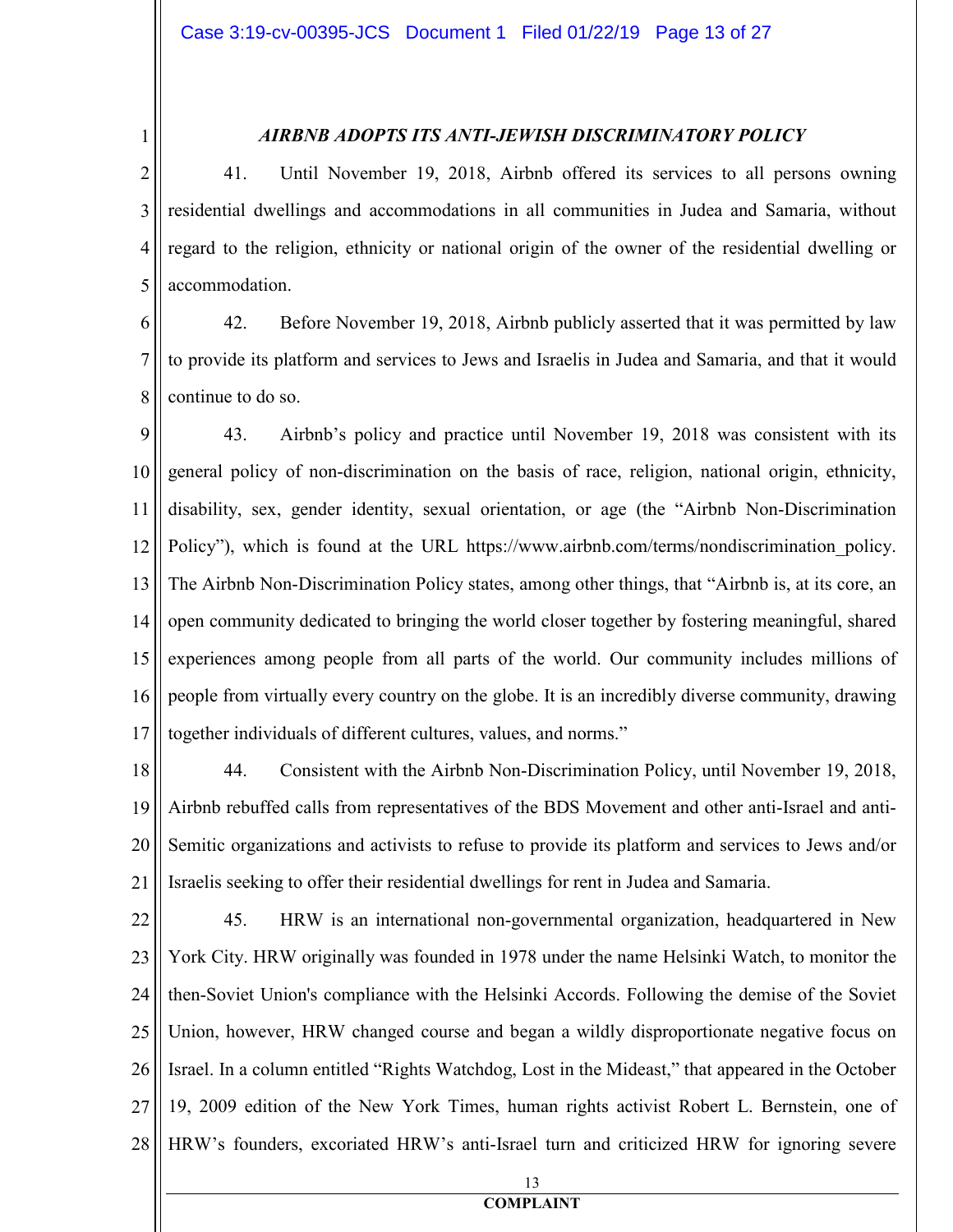***AIRBNB ADOPTS ITS ANTI-JEWISH DISCRIMINATORY POLICY***

41. Until November 19, 2018, Airbnb offered its services to all persons owning residential dwellings and accommodations in all communities in Judea and Samaria, without regard to the religion, ethnicity or national origin of the owner of the residential dwelling or accommodation.

42. Before November 19, 2018, Airbnb publicly asserted that it was permitted by law to provide its platform and services to Jews and Israelis in Judea and Samaria, and that it would continue to do so.

43. Airbnb's policy and practice until November 19, 2018 was consistent with its general policy of non-discrimination on the basis of race, religion, national origin, ethnicity, disability, sex, gender identity, sexual orientation, or age (the "Airbnb Non-Discrimination Policy"), which is found at the URL https://www.airbnb.com/terms/nondiscrimination_policy. The Airbnb Non-Discrimination Policy states, among other things, that "Airbnb is, at its core, an open community dedicated to bringing the world closer together by fostering meaningful, shared experiences among people from all parts of the world. Our community includes millions of people from virtually every country on the globe. It is an incredibly diverse community, drawing together individuals of different cultures, values, and norms."

44. Consistent with the Airbnb Non-Discrimination Policy, until November 19, 2018, Airbnb rebuffed calls from representatives of the BDS Movement and other anti-Israel and anti-Semitic organizations and activists to refuse to provide its platform and services to Jews and/or Israelis seeking to offer their residential dwellings for rent in Judea and Samaria.

45. HRW is an international non-governmental organization, headquartered in New York City. HRW originally was founded in 1978 under the name Helsinki Watch, to monitor the then-Soviet Union's compliance with the Helsinki Accords. Following the demise of the Soviet Union, however, HRW changed course and began a wildly disproportionate negative focus on Israel. In a column entitled "Rights Watchdog, Lost in the Mideast," that appeared in the October 19, 2009 edition of the New York Times, human rights activist Robert L. Bernstein, one of HRW's founders, excoriated HRW's anti-Israel turn and criticized HRW for ignoring severe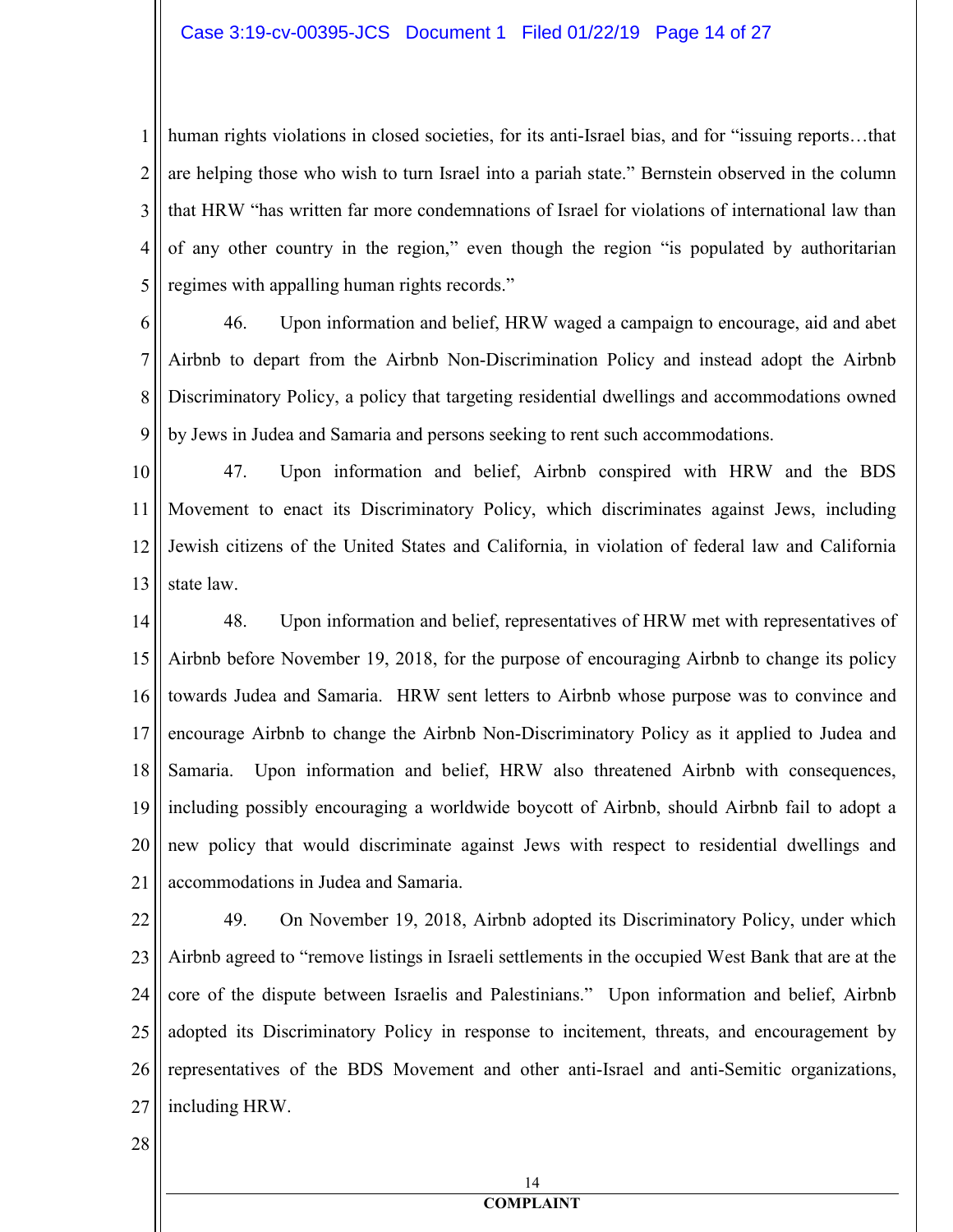human rights violations in closed societies, for its anti-Israel bias, and for "issuing reports…that are helping those who wish to turn Israel into a pariah state." Bernstein observed in the column that HRW "has written far more condemnations of Israel for violations of international law than of any other country in the region," even though the region "is populated by authoritarian regimes with appalling human rights records."

46. Upon information and belief, HRW waged a campaign to encourage, aid and abet Airbnb to depart from the Airbnb Non-Discrimination Policy and instead adopt the Airbnb Discriminatory Policy, a policy that targeting residential dwellings and accommodations owned by Jews in Judea and Samaria and persons seeking to rent such accommodations.

47. Upon information and belief, Airbnb conspired with HRW and the BDS Movement to enact its Discriminatory Policy, which discriminates against Jews, including Jewish citizens of the United States and California, in violation of federal law and California state law.

48. Upon information and belief, representatives of HRW met with representatives of Airbnb before November 19, 2018, for the purpose of encouraging Airbnb to change its policy towards Judea and Samaria. HRW sent letters to Airbnb whose purpose was to convince and encourage Airbnb to change the Airbnb Non-Discriminatory Policy as it applied to Judea and Samaria. Upon information and belief, HRW also threatened Airbnb with consequences, including possibly encouraging a worldwide boycott of Airbnb, should Airbnb fail to adopt a new policy that would discriminate against Jews with respect to residential dwellings and accommodations in Judea and Samaria.

49. On November 19, 2018, Airbnb adopted its Discriminatory Policy, under which Airbnb agreed to "remove listings in Israeli settlements in the occupied West Bank that are at the core of the dispute between Israelis and Palestinians." Upon information and belief, Airbnb adopted its Discriminatory Policy in response to incitement, threats, and encouragement by representatives of the BDS Movement and other anti-Israel and anti-Semitic organizations, including HRW.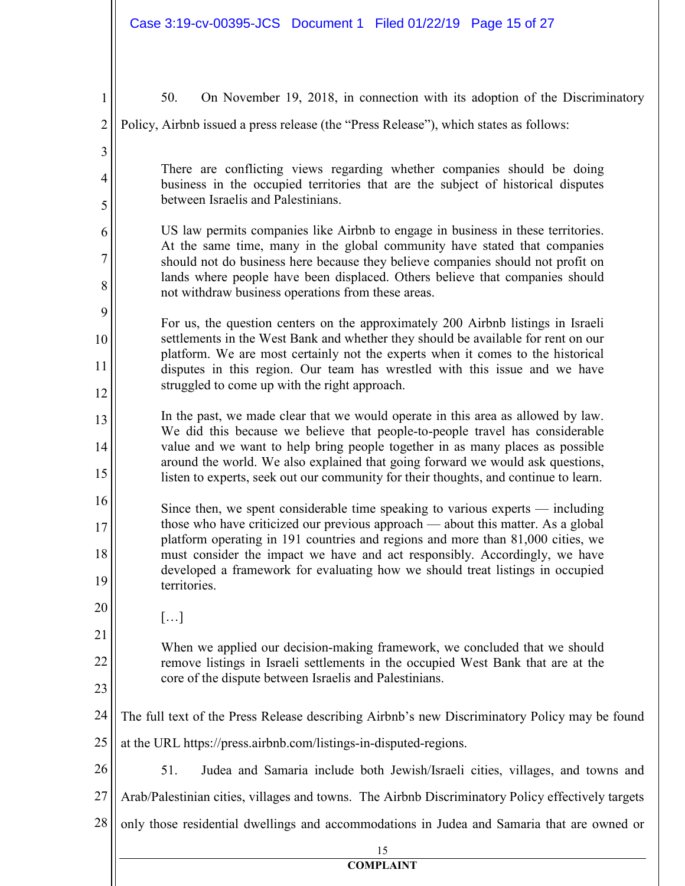50. On November 19, 2018, in connection with its adoption of the Discriminatory Policy, Airbnb issued a press release (the "Press Release"), which states as follows:

> There are conflicting views regarding whether companies should be doing business in the occupied territories that are the subject of historical disputes between Israelis and Palestinians.
>
> US law permits companies like Airbnb to engage in business in these territories. At the same time, many in the global community have stated that companies should not do business here because they believe companies should not profit on lands where people have been displaced. Others believe that companies should not withdraw business operations from these areas.
>
> For us, the question centers on the approximately 200 Airbnb listings in Israeli settlements in the West Bank and whether they should be available for rent on our platform. We are most certainly not the experts when it comes to the historical disputes in this region. Our team has wrestled with this issue and we have struggled to come up with the right approach.
>
> In the past, we made clear that we would operate in this area as allowed by law. We did this because we believe that people-to-people travel has considerable value and we want to help bring people together in as many places as possible around the world. We also explained that going forward we would ask questions, listen to experts, seek out our community for their thoughts, and continue to learn.
>
> Since then, we spent considerable time speaking to various experts — including those who have criticized our previous approach — about this matter. As a global platform operating in 191 countries and regions and more than 81,000 cities, we must consider the impact we have and act responsibly. Accordingly, we have developed a framework for evaluating how we should treat listings in occupied territories.
>
> […]
>
> When we applied our decision-making framework, we concluded that we should remove listings in Israeli settlements in the occupied West Bank that are at the core of the dispute between Israelis and Palestinians.

The full text of the Press Release describing Airbnb's new Discriminatory Policy may be found at the URL https://press.airbnb.com/listings-in-disputed-regions.

51. Judea and Samaria include both Jewish/Israeli cities, villages, and towns and Arab/Palestinian cities, villages and towns. The Airbnb Discriminatory Policy effectively targets only those residential dwellings and accommodations in Judea and Samaria that are owned or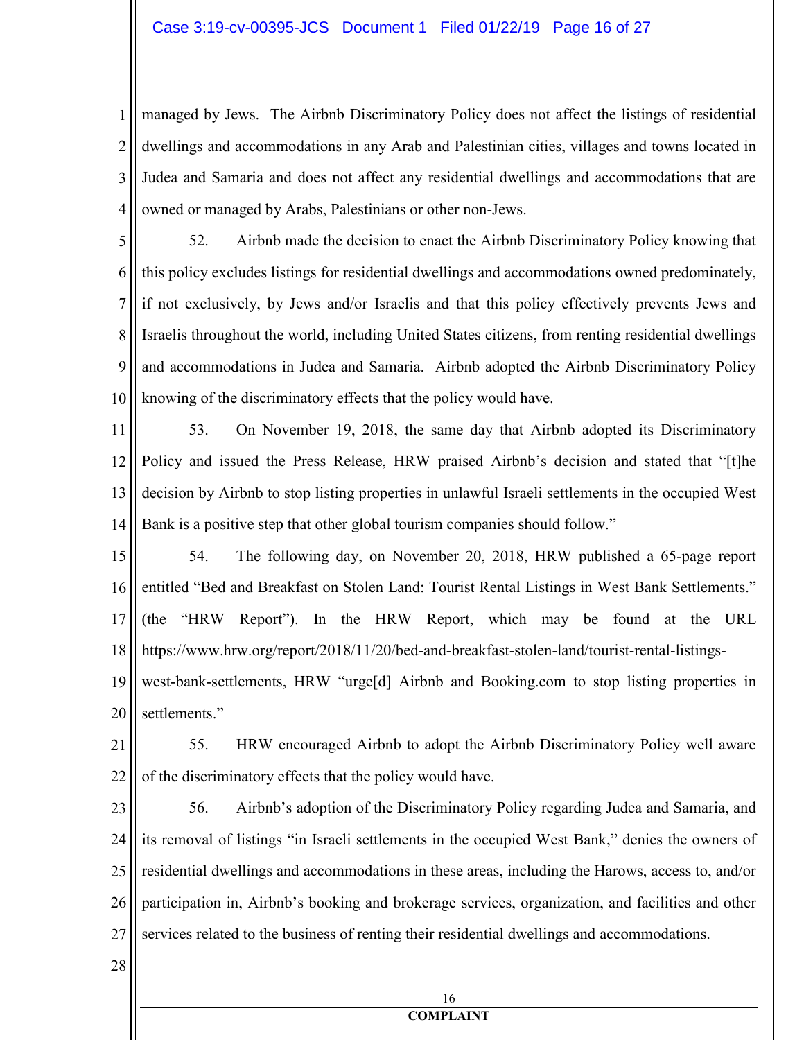managed by Jews. The Airbnb Discriminatory Policy does not affect the listings of residential dwellings and accommodations in any Arab and Palestinian cities, villages and towns located in Judea and Samaria and does not affect any residential dwellings and accommodations that are owned or managed by Arabs, Palestinians or other non-Jews.

52. Airbnb made the decision to enact the Airbnb Discriminatory Policy knowing that this policy excludes listings for residential dwellings and accommodations owned predominately, if not exclusively, by Jews and/or Israelis and that this policy effectively prevents Jews and Israelis throughout the world, including United States citizens, from renting residential dwellings and accommodations in Judea and Samaria. Airbnb adopted the Airbnb Discriminatory Policy knowing of the discriminatory effects that the policy would have.

53. On November 19, 2018, the same day that Airbnb adopted its Discriminatory Policy and issued the Press Release, HRW praised Airbnb's decision and stated that "[t]he decision by Airbnb to stop listing properties in unlawful Israeli settlements in the occupied West Bank is a positive step that other global tourism companies should follow."

54. The following day, on November 20, 2018, HRW published a 65-page report entitled "Bed and Breakfast on Stolen Land: Tourist Rental Listings in West Bank Settlements." (the "HRW Report"). In the HRW Report, which may be found at the URL https://www.hrw.org/report/2018/11/20/bed-and-breakfast-stolen-land/tourist-rental-listings-west-bank-settlements, HRW "urge[d] Airbnb and Booking.com to stop listing properties in settlements."

55. HRW encouraged Airbnb to adopt the Airbnb Discriminatory Policy well aware of the discriminatory effects that the policy would have.

56. Airbnb's adoption of the Discriminatory Policy regarding Judea and Samaria, and its removal of listings "in Israeli settlements in the occupied West Bank," denies the owners of residential dwellings and accommodations in these areas, including the Harows, access to, and/or participation in, Airbnb's booking and brokerage services, organization, and facilities and other services related to the business of renting their residential dwellings and accommodations.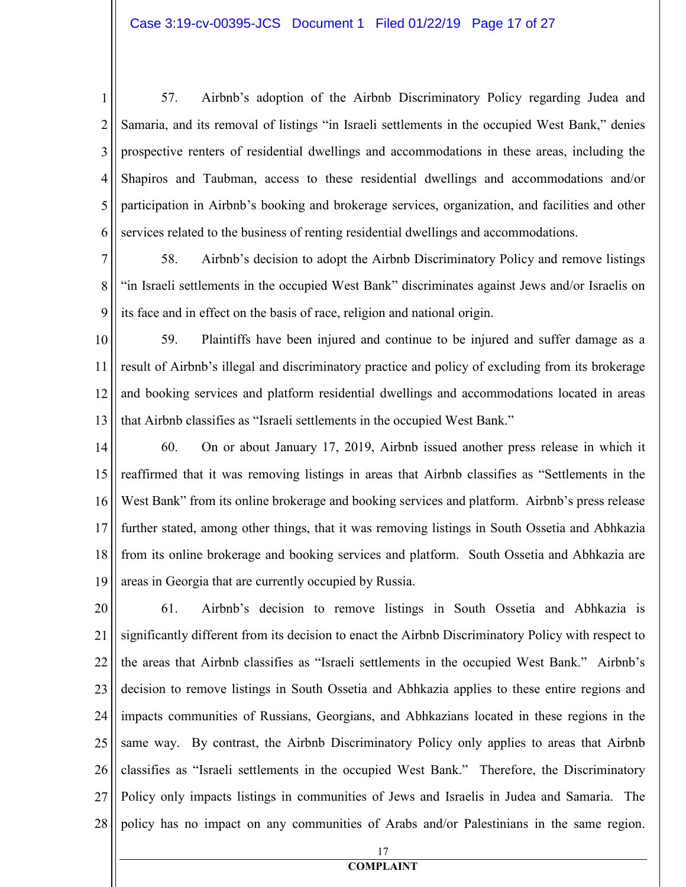57. Airbnb's adoption of the Airbnb Discriminatory Policy regarding Judea and Samaria, and its removal of listings "in Israeli settlements in the occupied West Bank," denies prospective renters of residential dwellings and accommodations in these areas, including the Shapiros and Taubman, access to these residential dwellings and accommodations and/or participation in Airbnb's booking and brokerage services, organization, and facilities and other services related to the business of renting residential dwellings and accommodations.

58. Airbnb's decision to adopt the Airbnb Discriminatory Policy and remove listings "in Israeli settlements in the occupied West Bank" discriminates against Jews and/or Israelis on its face and in effect on the basis of race, religion and national origin.

59. Plaintiffs have been injured and continue to be injured and suffer damage as a result of Airbnb's illegal and discriminatory practice and policy of excluding from its brokerage and booking services and platform residential dwellings and accommodations located in areas that Airbnb classifies as "Israeli settlements in the occupied West Bank."

60. On or about January 17, 2019, Airbnb issued another press release in which it reaffirmed that it was removing listings in areas that Airbnb classifies as "Settlements in the West Bank" from its online brokerage and booking services and platform. Airbnb's press release further stated, among other things, that it was removing listings in South Ossetia and Abhkazia from its online brokerage and booking services and platform. South Ossetia and Abhkazia are areas in Georgia that are currently occupied by Russia.

61. Airbnb's decision to remove listings in South Ossetia and Abhkazia is significantly different from its decision to enact the Airbnb Discriminatory Policy with respect to the areas that Airbnb classifies as "Israeli settlements in the occupied West Bank." Airbnb's decision to remove listings in South Ossetia and Abhkazia applies to these entire regions and impacts communities of Russians, Georgians, and Abhkazians located in these regions in the same way. By contrast, the Airbnb Discriminatory Policy only applies to areas that Airbnb classifies as "Israeli settlements in the occupied West Bank." Therefore, the Discriminatory Policy only impacts listings in communities of Jews and Israelis in Judea and Samaria. The policy has no impact on any communities of Arabs and/or Palestinians in the same region.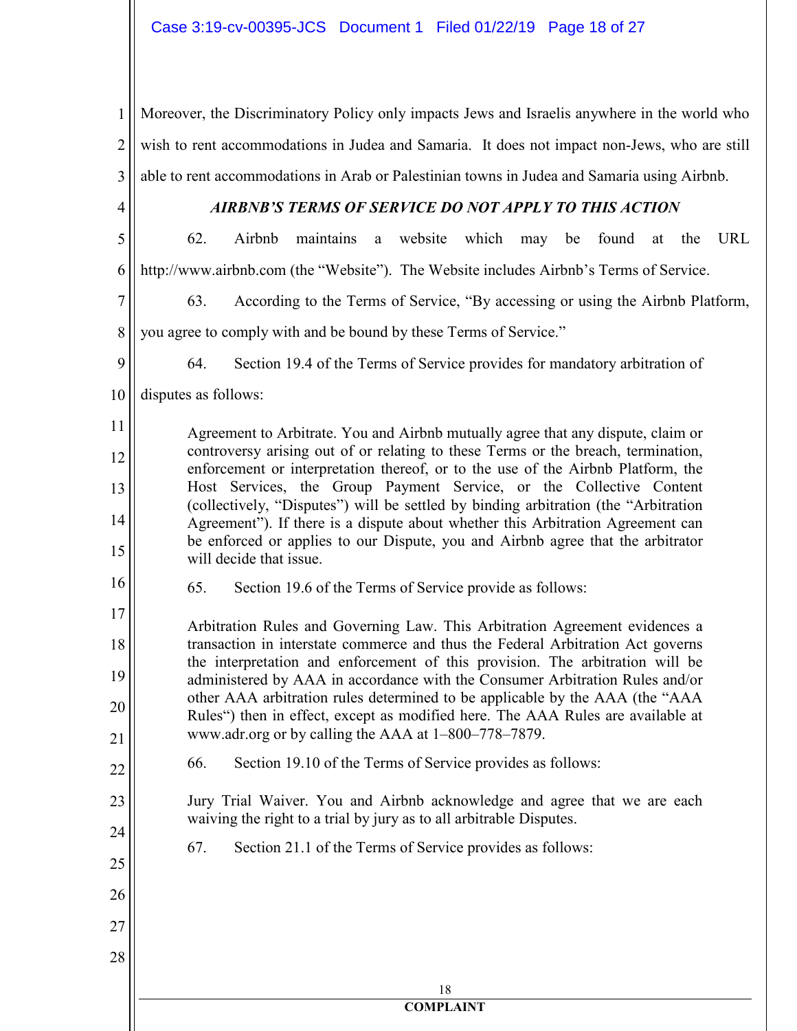Moreover, the Discriminatory Policy only impacts Jews and Israelis anywhere in the world who wish to rent accommodations in Judea and Samaria. It does not impact non-Jews, who are still able to rent accommodations in Arab or Palestinian towns in Judea and Samaria using Airbnb.

### *AIRBNB'S TERMS OF SERVICE DO NOT APPLY TO THIS ACTION*

62. Airbnb maintains a website which may be found at the URL http://www.airbnb.com (the "Website"). The Website includes Airbnb's Terms of Service.

63. According to the Terms of Service, "By accessing or using the Airbnb Platform, you agree to comply with and be bound by these Terms of Service."

64. Section 19.4 of the Terms of Service provides for mandatory arbitration of disputes as follows:

> Agreement to Arbitrate. You and Airbnb mutually agree that any dispute, claim or controversy arising out of or relating to these Terms or the breach, termination, enforcement or interpretation thereof, or to the use of the Airbnb Platform, the Host Services, the Group Payment Service, or the Collective Content (collectively, "Disputes") will be settled by binding arbitration (the "Arbitration Agreement"). If there is a dispute about whether this Arbitration Agreement can be enforced or applies to our Dispute, you and Airbnb agree that the arbitrator will decide that issue.

65. Section 19.6 of the Terms of Service provide as follows:

> Arbitration Rules and Governing Law. This Arbitration Agreement evidences a transaction in interstate commerce and thus the Federal Arbitration Act governs the interpretation and enforcement of this provision. The arbitration will be administered by AAA in accordance with the Consumer Arbitration Rules and/or other AAA arbitration rules determined to be applicable by the AAA (the "AAA Rules") then in effect, except as modified here. The AAA Rules are available at www.adr.org or by calling the AAA at 1–800–778–7879.

66. Section 19.10 of the Terms of Service provides as follows:

> Jury Trial Waiver. You and Airbnb acknowledge and agree that we are each waiving the right to a trial by jury as to all arbitrable Disputes.

67. Section 21.1 of the Terms of Service provides as follows: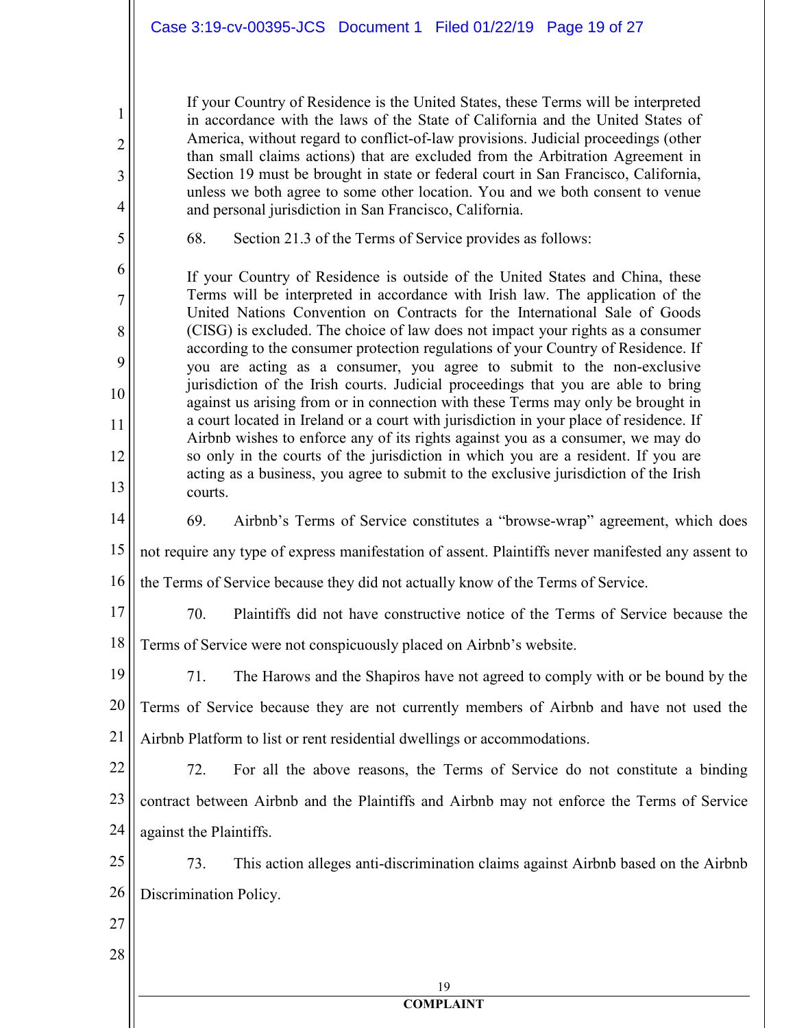> If your Country of Residence is the United States, these Terms will be interpreted in accordance with the laws of the State of California and the United States of America, without regard to conflict-of-law provisions. Judicial proceedings (other than small claims actions) that are excluded from the Arbitration Agreement in Section 19 must be brought in state or federal court in San Francisco, California, unless we both agree to some other location. You and we both consent to venue and personal jurisdiction in San Francisco, California.

68. Section 21.3 of the Terms of Service provides as follows:

> If your Country of Residence is outside of the United States and China, these Terms will be interpreted in accordance with Irish law. The application of the United Nations Convention on Contracts for the International Sale of Goods (CISG) is excluded. The choice of law does not impact your rights as a consumer according to the consumer protection regulations of your Country of Residence. If you are acting as a consumer, you agree to submit to the non-exclusive jurisdiction of the Irish courts. Judicial proceedings that you are able to bring against us arising from or in connection with these Terms may only be brought in a court located in Ireland or a court with jurisdiction in your place of residence. If Airbnb wishes to enforce any of its rights against you as a consumer, we may do so only in the courts of the jurisdiction in which you are a resident. If you are acting as a business, you agree to submit to the exclusive jurisdiction of the Irish courts.

69. Airbnb's Terms of Service constitutes a "browse-wrap" agreement, which does not require any type of express manifestation of assent. Plaintiffs never manifested any assent to the Terms of Service because they did not actually know of the Terms of Service.

70. Plaintiffs did not have constructive notice of the Terms of Service because the Terms of Service were not conspicuously placed on Airbnb's website.

71. The Harows and the Shapiros have not agreed to comply with or be bound by the Terms of Service because they are not currently members of Airbnb and have not used the Airbnb Platform to list or rent residential dwellings or accommodations.

72. For all the above reasons, the Terms of Service do not constitute a binding contract between Airbnb and the Plaintiffs and Airbnb may not enforce the Terms of Service against the Plaintiffs.

73. This action alleges anti-discrimination claims against Airbnb based on the Airbnb Discrimination Policy.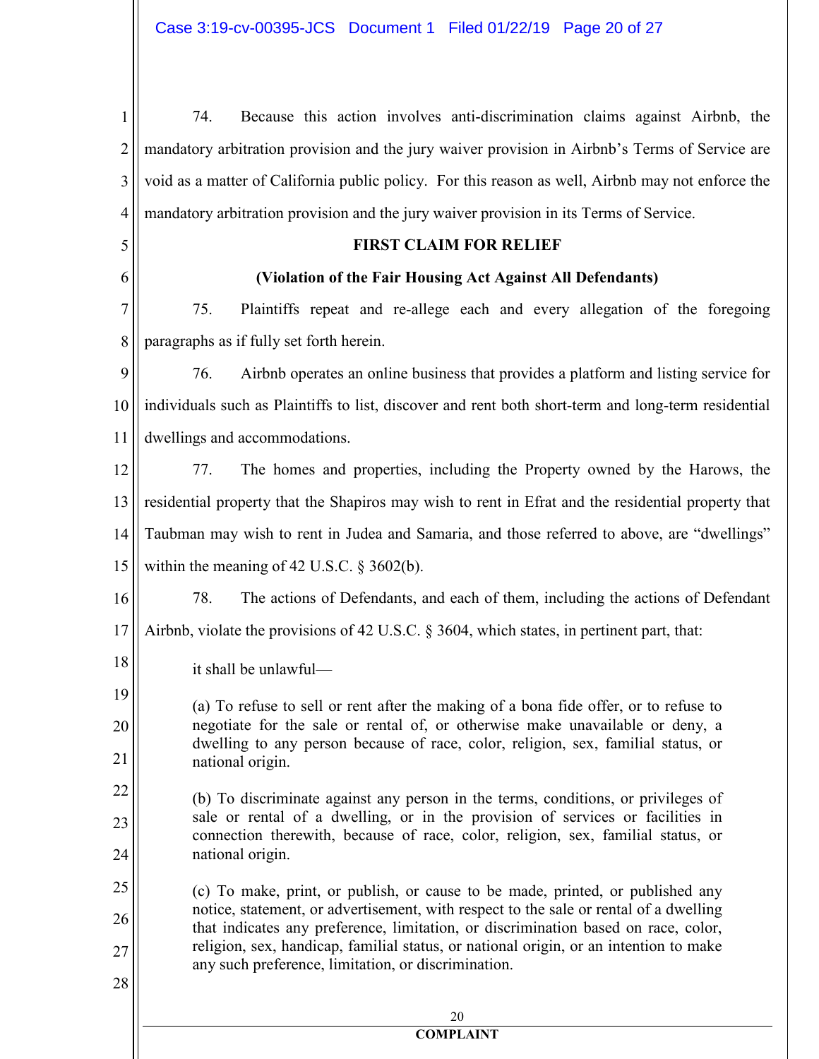74. Because this action involves anti-discrimination claims against Airbnb, the mandatory arbitration provision and the jury waiver provision in Airbnb's Terms of Service are void as a matter of California public policy. For this reason as well, Airbnb may not enforce the mandatory arbitration provision and the jury waiver provision in its Terms of Service.

**FIRST CLAIM FOR RELIEF**

**(Violation of the Fair Housing Act Against All Defendants)**

75. Plaintiffs repeat and re-allege each and every allegation of the foregoing paragraphs as if fully set forth herein.

76. Airbnb operates an online business that provides a platform and listing service for individuals such as Plaintiffs to list, discover and rent both short-term and long-term residential dwellings and accommodations.

77. The homes and properties, including the Property owned by the Harows, the residential property that the Shapiros may wish to rent in Efrat and the residential property that Taubman may wish to rent in Judea and Samaria, and those referred to above, are "dwellings" within the meaning of 42 U.S.C. § 3602(b).

78. The actions of Defendants, and each of them, including the actions of Defendant Airbnb, violate the provisions of 42 U.S.C. § 3604, which states, in pertinent part, that:

> it shall be unlawful—
>
> (a) To refuse to sell or rent after the making of a bona fide offer, or to refuse to negotiate for the sale or rental of, or otherwise make unavailable or deny, a dwelling to any person because of race, color, religion, sex, familial status, or national origin.
>
> (b) To discriminate against any person in the terms, conditions, or privileges of sale or rental of a dwelling, or in the provision of services or facilities in connection therewith, because of race, color, religion, sex, familial status, or national origin.
>
> (c) To make, print, or publish, or cause to be made, printed, or published any notice, statement, or advertisement, with respect to the sale or rental of a dwelling that indicates any preference, limitation, or discrimination based on race, color, religion, sex, handicap, familial status, or national origin, or an intention to make any such preference, limitation, or discrimination.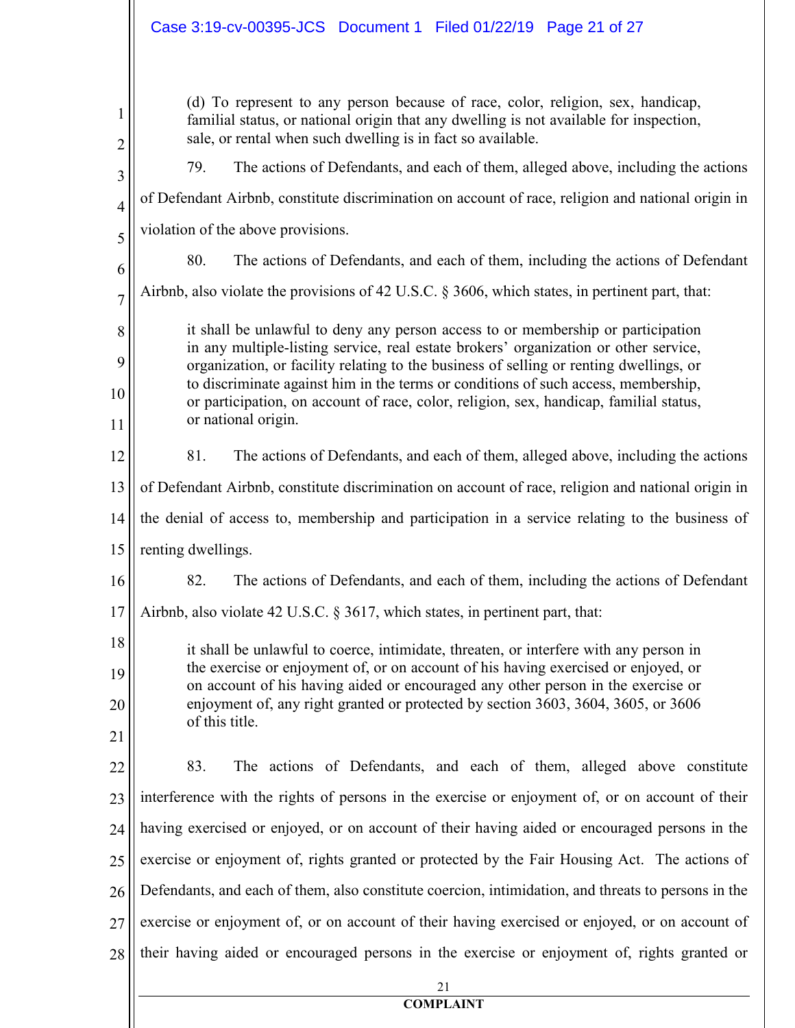> (d) To represent to any person because of race, color, religion, sex, handicap, familial status, or national origin that any dwelling is not available for inspection, sale, or rental when such dwelling is in fact so available.

79. The actions of Defendants, and each of them, alleged above, including the actions of Defendant Airbnb, constitute discrimination on account of race, religion and national origin in violation of the above provisions.

80. The actions of Defendants, and each of them, including the actions of Defendant Airbnb, also violate the provisions of 42 U.S.C. § 3606, which states, in pertinent part, that:

> it shall be unlawful to deny any person access to or membership or participation in any multiple-listing service, real estate brokers' organization or other service, organization, or facility relating to the business of selling or renting dwellings, or to discriminate against him in the terms or conditions of such access, membership, or participation, on account of race, color, religion, sex, handicap, familial status, or national origin.

81. The actions of Defendants, and each of them, alleged above, including the actions of Defendant Airbnb, constitute discrimination on account of race, religion and national origin in the denial of access to, membership and participation in a service relating to the business of renting dwellings.

82. The actions of Defendants, and each of them, including the actions of Defendant Airbnb, also violate 42 U.S.C. § 3617, which states, in pertinent part, that:

> it shall be unlawful to coerce, intimidate, threaten, or interfere with any person in the exercise or enjoyment of, or on account of his having exercised or enjoyed, or on account of his having aided or encouraged any other person in the exercise or enjoyment of, any right granted or protected by section 3603, 3604, 3605, or 3606 of this title.

83. The actions of Defendants, and each of them, alleged above constitute interference with the rights of persons in the exercise or enjoyment of, or on account of their having exercised or enjoyed, or on account of their having aided or encouraged persons in the exercise or enjoyment of, rights granted or protected by the Fair Housing Act. The actions of Defendants, and each of them, also constitute coercion, intimidation, and threats to persons in the exercise or enjoyment of, or on account of their having exercised or enjoyed, or on account of their having aided or encouraged persons in the exercise or enjoyment of, rights granted or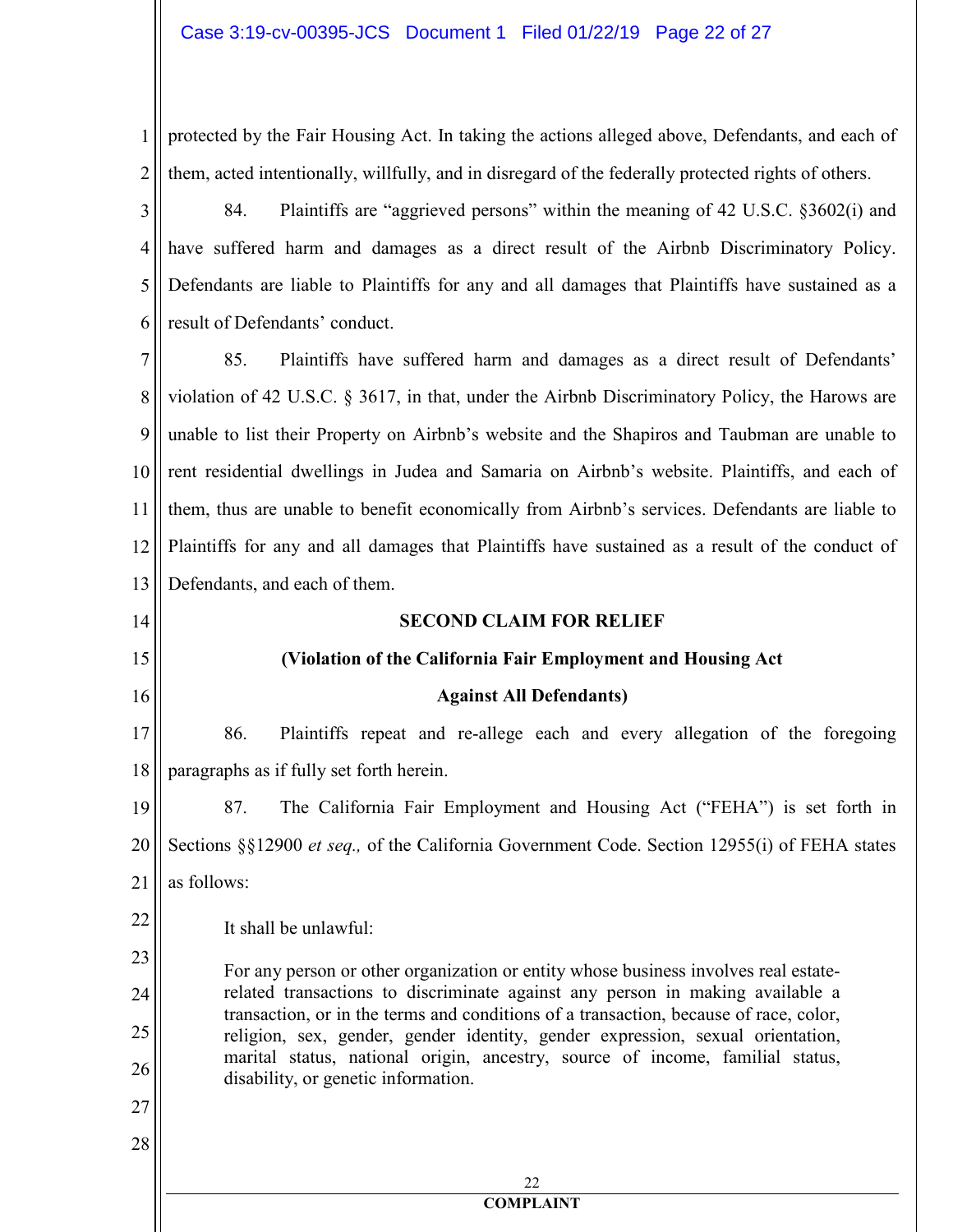protected by the Fair Housing Act. In taking the actions alleged above, Defendants, and each of them, acted intentionally, willfully, and in disregard of the federally protected rights of others.

84. Plaintiffs are "aggrieved persons" within the meaning of 42 U.S.C. §3602(i) and have suffered harm and damages as a direct result of the Airbnb Discriminatory Policy. Defendants are liable to Plaintiffs for any and all damages that Plaintiffs have sustained as a result of Defendants' conduct.

85. Plaintiffs have suffered harm and damages as a direct result of Defendants' violation of 42 U.S.C. § 3617, in that, under the Airbnb Discriminatory Policy, the Harows are unable to list their Property on Airbnb's website and the Shapiros and Taubman are unable to rent residential dwellings in Judea and Samaria on Airbnb's website. Plaintiffs, and each of them, thus are unable to benefit economically from Airbnb's services. Defendants are liable to Plaintiffs for any and all damages that Plaintiffs have sustained as a result of the conduct of Defendants, and each of them.

**SECOND CLAIM FOR RELIEF**

**(Violation of the California Fair Employment and Housing Act**

**Against All Defendants)**

86. Plaintiffs repeat and re-allege each and every allegation of the foregoing paragraphs as if fully set forth herein.

87. The California Fair Employment and Housing Act ("FEHA") is set forth in Sections §§12900 *et seq.,* of the California Government Code. Section 12955(i) of FEHA states as follows:

> It shall be unlawful:
>
> For any person or other organization or entity whose business involves real estate-related transactions to discriminate against any person in making available a transaction, or in the terms and conditions of a transaction, because of race, color, religion, sex, gender, gender identity, gender expression, sexual orientation, marital status, national origin, ancestry, source of income, familial status, disability, or genetic information.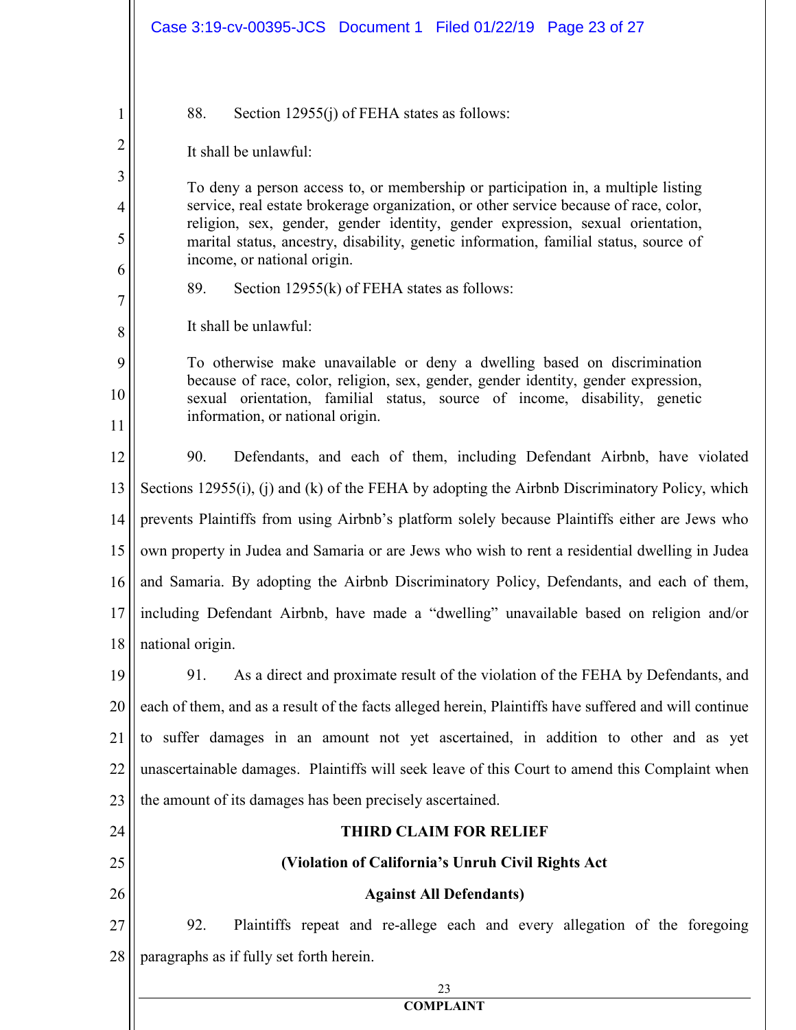88. Section 12955(j) of FEHA states as follows:

> It shall be unlawful:
>
> To deny a person access to, or membership or participation in, a multiple listing service, real estate brokerage organization, or other service because of race, color, religion, sex, gender, gender identity, gender expression, sexual orientation, marital status, ancestry, disability, genetic information, familial status, source of income, or national origin.

89. Section 12955(k) of FEHA states as follows:

> It shall be unlawful:
>
> To otherwise make unavailable or deny a dwelling based on discrimination because of race, color, religion, sex, gender, gender identity, gender expression, sexual orientation, familial status, source of income, disability, genetic information, or national origin.

90. Defendants, and each of them, including Defendant Airbnb, have violated Sections 12955(i), (j) and (k) of the FEHA by adopting the Airbnb Discriminatory Policy, which prevents Plaintiffs from using Airbnb's platform solely because Plaintiffs either are Jews who own property in Judea and Samaria or are Jews who wish to rent a residential dwelling in Judea and Samaria. By adopting the Airbnb Discriminatory Policy, Defendants, and each of them, including Defendant Airbnb, have made a "dwelling" unavailable based on religion and/or national origin.

91. As a direct and proximate result of the violation of the FEHA by Defendants, and each of them, and as a result of the facts alleged herein, Plaintiffs have suffered and will continue to suffer damages in an amount not yet ascertained, in addition to other and as yet unascertainable damages. Plaintiffs will seek leave of this Court to amend this Complaint when the amount of its damages has been precisely ascertained.

**THIRD CLAIM FOR RELIEF**

**(Violation of California's Unruh Civil Rights Act**

**Against All Defendants)**

92. Plaintiffs repeat and re-allege each and every allegation of the foregoing paragraphs as if fully set forth herein.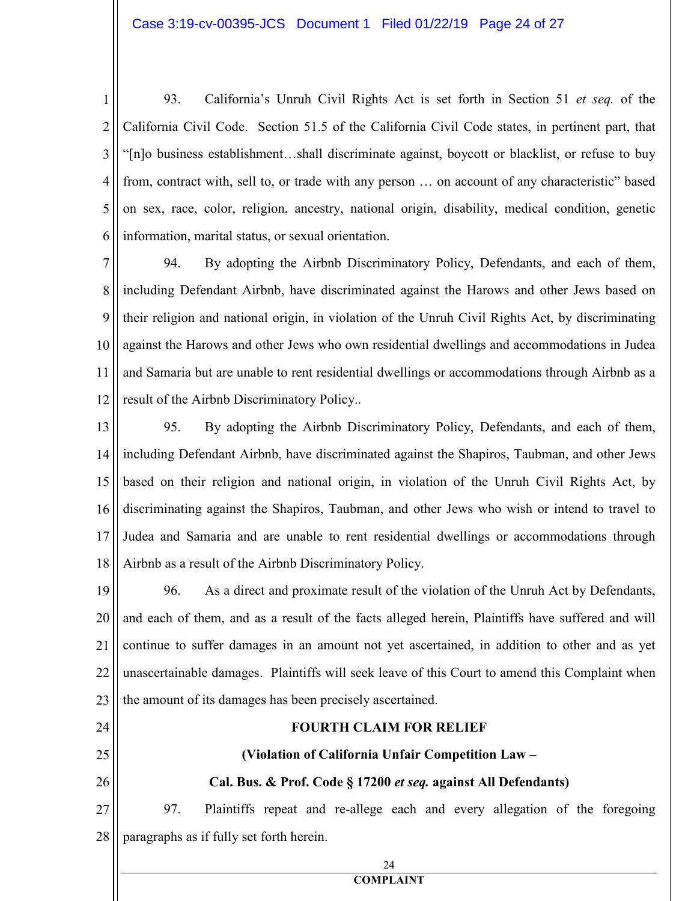93. California's Unruh Civil Rights Act is set forth in Section 51 *et seq.* of the California Civil Code. Section 51.5 of the California Civil Code states, in pertinent part, that "[n]o business establishment…shall discriminate against, boycott or blacklist, or refuse to buy from, contract with, sell to, or trade with any person … on account of any characteristic" based on sex, race, color, religion, ancestry, national origin, disability, medical condition, genetic information, marital status, or sexual orientation.

94. By adopting the Airbnb Discriminatory Policy, Defendants, and each of them, including Defendant Airbnb, have discriminated against the Harows and other Jews based on their religion and national origin, in violation of the Unruh Civil Rights Act, by discriminating against the Harows and other Jews who own residential dwellings and accommodations in Judea and Samaria but are unable to rent residential dwellings or accommodations through Airbnb as a result of the Airbnb Discriminatory Policy..

95. By adopting the Airbnb Discriminatory Policy, Defendants, and each of them, including Defendant Airbnb, have discriminated against the Shapiros, Taubman, and other Jews based on their religion and national origin, in violation of the Unruh Civil Rights Act, by discriminating against the Shapiros, Taubman, and other Jews who wish or intend to travel to Judea and Samaria and are unable to rent residential dwellings or accommodations through Airbnb as a result of the Airbnb Discriminatory Policy.

96. As a direct and proximate result of the violation of the Unruh Act by Defendants, and each of them, and as a result of the facts alleged herein, Plaintiffs have suffered and will continue to suffer damages in an amount not yet ascertained, in addition to other and as yet unascertainable damages. Plaintiffs will seek leave of this Court to amend this Complaint when the amount of its damages has been precisely ascertained.

**FOURTH CLAIM FOR RELIEF**

**(Violation of California Unfair Competition Law –**

**Cal. Bus. & Prof. Code § 17200 *et seq.* against All Defendants)**

97. Plaintiffs repeat and re-allege each and every allegation of the foregoing paragraphs as if fully set forth herein.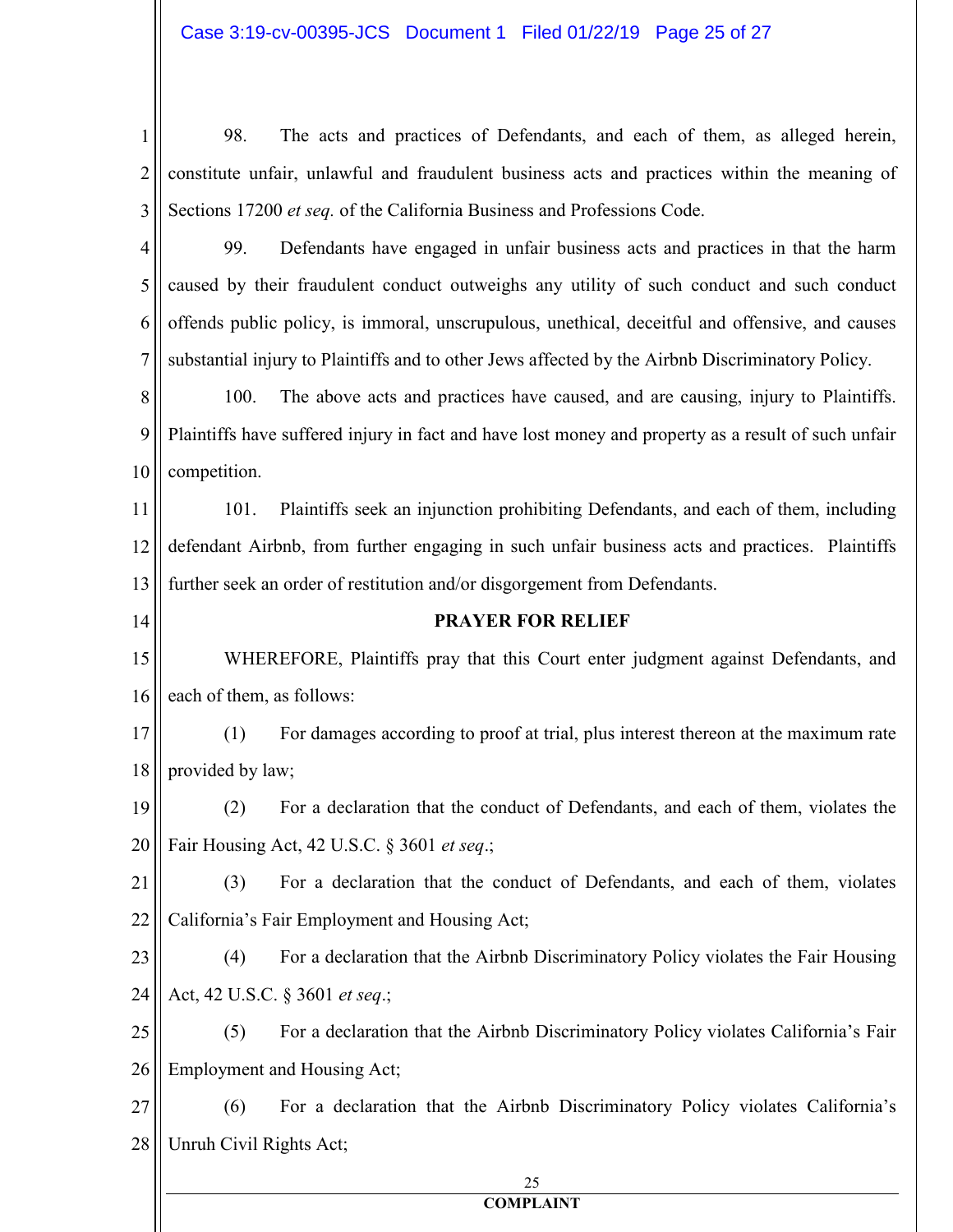98. The acts and practices of Defendants, and each of them, as alleged herein, constitute unfair, unlawful and fraudulent business acts and practices within the meaning of Sections 17200 *et seq.* of the California Business and Professions Code.

99. Defendants have engaged in unfair business acts and practices in that the harm caused by their fraudulent conduct outweighs any utility of such conduct and such conduct offends public policy, is immoral, unscrupulous, unethical, deceitful and offensive, and causes substantial injury to Plaintiffs and to other Jews affected by the Airbnb Discriminatory Policy.

100. The above acts and practices have caused, and are causing, injury to Plaintiffs. Plaintiffs have suffered injury in fact and have lost money and property as a result of such unfair competition.

101. Plaintiffs seek an injunction prohibiting Defendants, and each of them, including defendant Airbnb, from further engaging in such unfair business acts and practices. Plaintiffs further seek an order of restitution and/or disgorgement from Defendants.

**PRAYER FOR RELIEF**

WHEREFORE, Plaintiffs pray that this Court enter judgment against Defendants, and each of them, as follows:

(1) For damages according to proof at trial, plus interest thereon at the maximum rate provided by law;

(2) For a declaration that the conduct of Defendants, and each of them, violates the Fair Housing Act, 42 U.S.C. § 3601 *et seq*.;

(3) For a declaration that the conduct of Defendants, and each of them, violates California's Fair Employment and Housing Act;

(4) For a declaration that the Airbnb Discriminatory Policy violates the Fair Housing Act, 42 U.S.C. § 3601 *et seq*.;

(5) For a declaration that the Airbnb Discriminatory Policy violates California's Fair Employment and Housing Act;

(6) For a declaration that the Airbnb Discriminatory Policy violates California's Unruh Civil Rights Act;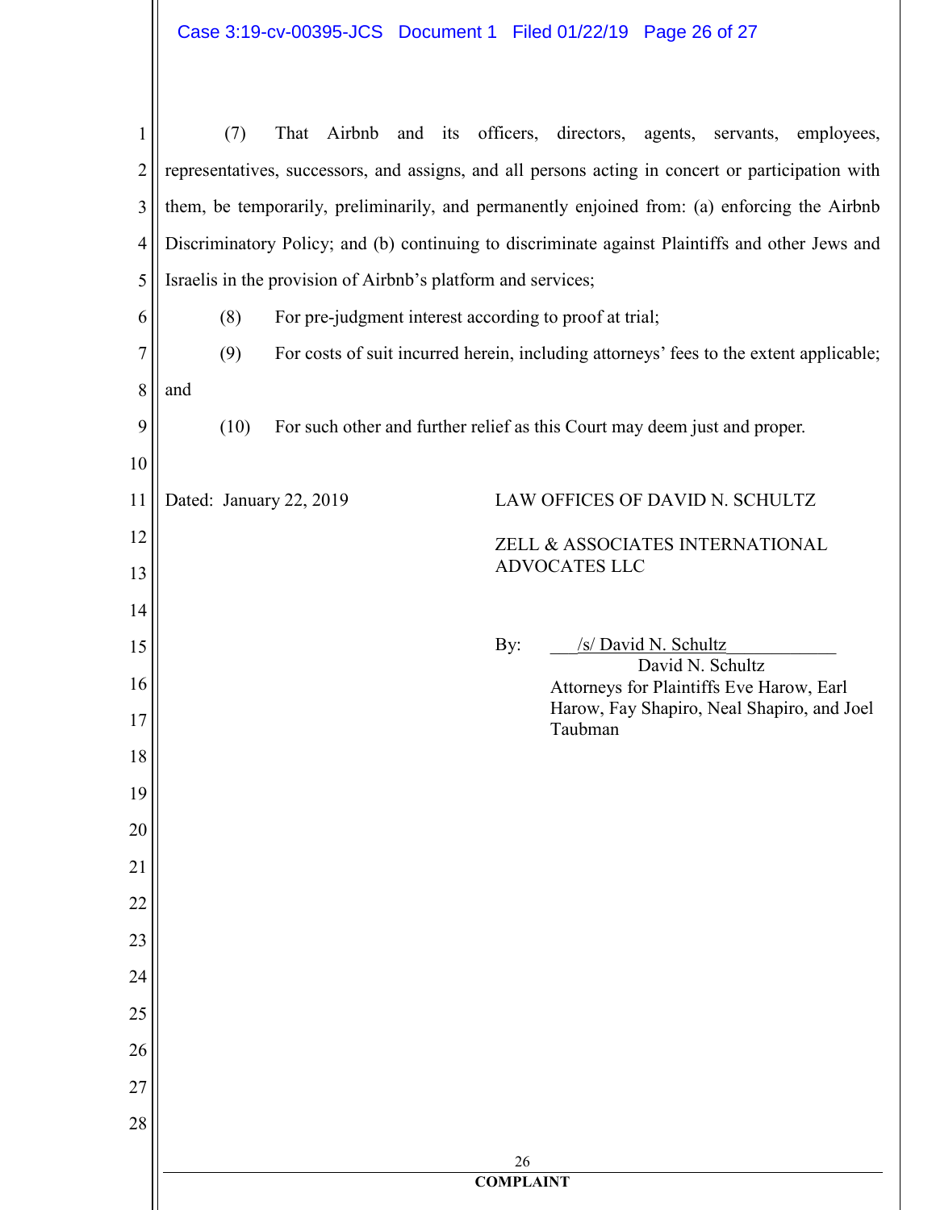(7) That Airbnb and its officers, directors, agents, servants, employees, representatives, successors, and assigns, and all persons acting in concert or participation with them, be temporarily, preliminarily, and permanently enjoined from: (a) enforcing the Airbnb Discriminatory Policy; and (b) continuing to discriminate against Plaintiffs and other Jews and Israelis in the provision of Airbnb's platform and services;

(8) For pre-judgment interest according to proof at trial;

(9) For costs of suit incurred herein, including attorneys' fees to the extent applicable; and

(10) For such other and further relief as this Court may deem just and proper.

Dated: January 22, 2019

LAW OFFICES OF DAVID N. SCHULTZ

ZELL & ASSOCIATES INTERNATIONAL ADVOCATES LLC

By: /s/ David N. Schultz

David N. Schultz

Attorneys for Plaintiffs Eve Harow, Earl Harow, Fay Shapiro, Neal Shapiro, and Joel Taubman

COMPLAINT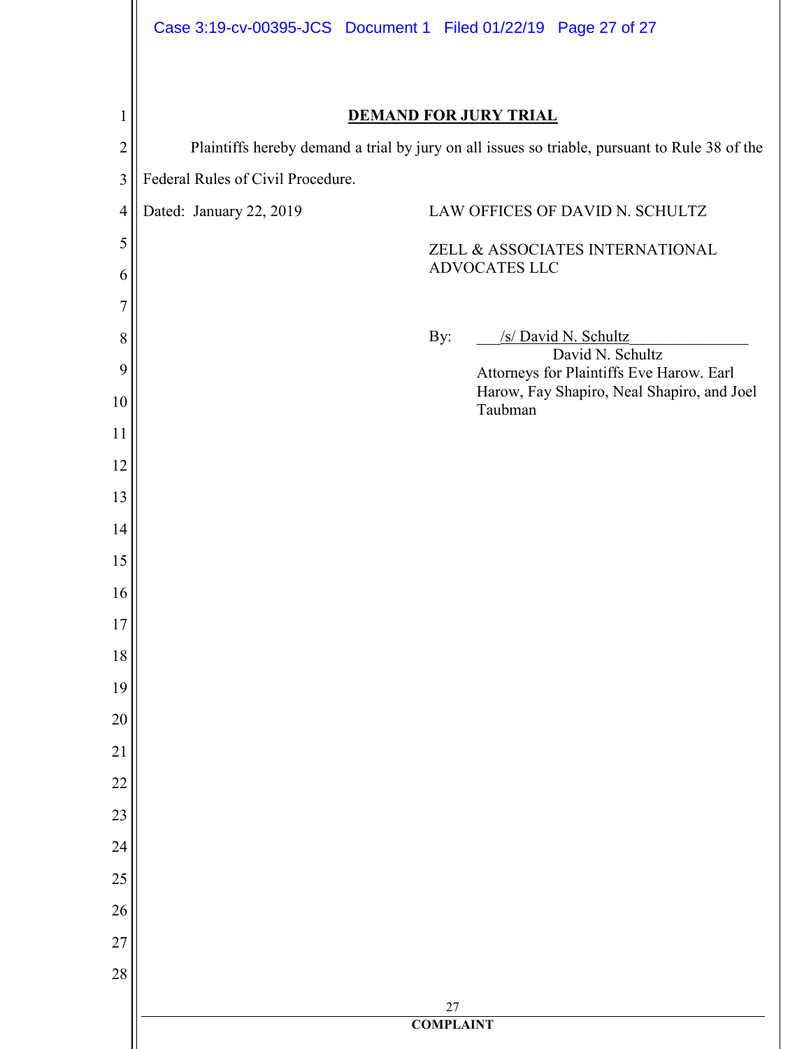**DEMAND FOR JURY TRIAL**

Plaintiffs hereby demand a trial by jury on all issues so triable, pursuant to Rule 38 of the Federal Rules of Civil Procedure.

Dated: January 22, 2019

LAW OFFICES OF DAVID N. SCHULTZ

ZELL & ASSOCIATES INTERNATIONAL ADVOCATES LLC

By: /s/ David N. Schultz
David N. Schultz
Attorneys for Plaintiffs Eve Harow. Earl Harow, Fay Shapiro, Neal Shapiro, and Joel Taubman

COMPLAINT